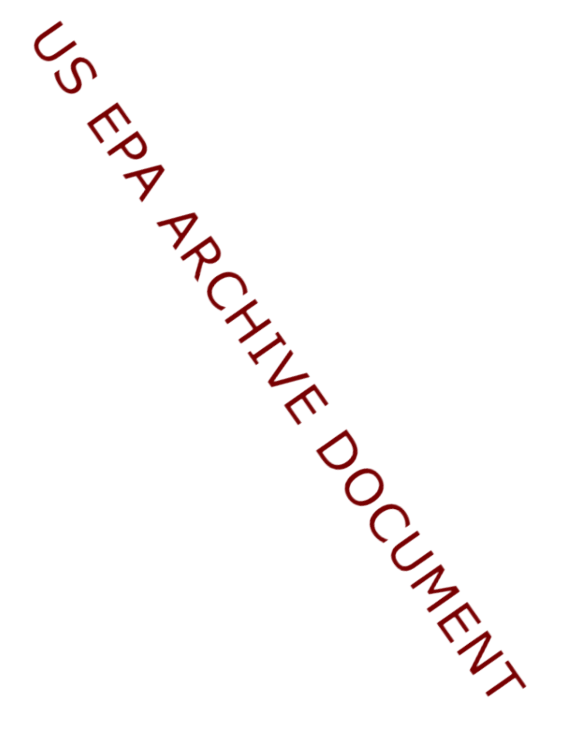US EPA ARCHIVE DOCUMENT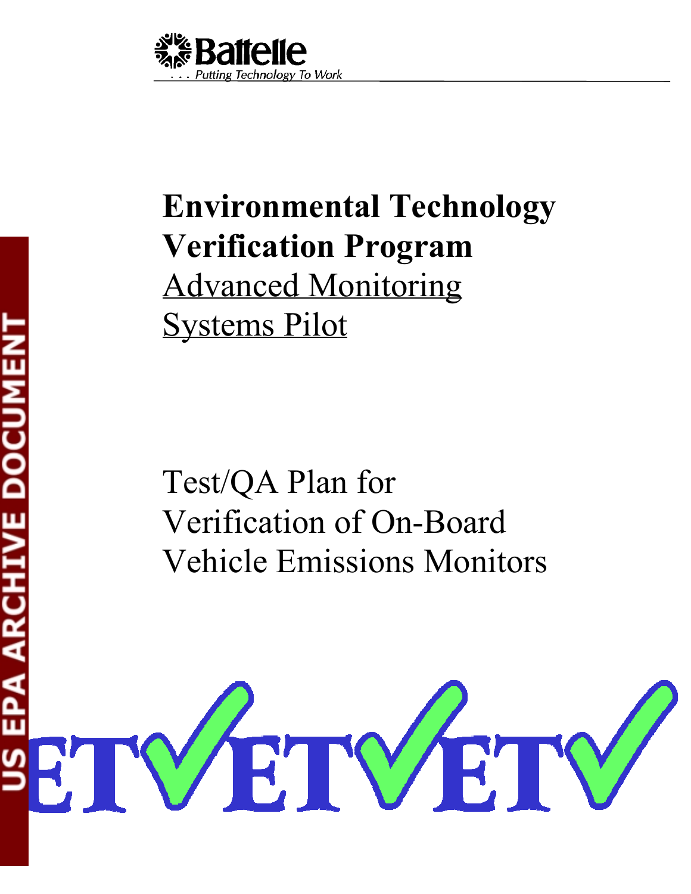# Environmental Technology Verification Program

Advanced Monitoring Systems Pilot

## Test/QA Plan for Verification of On-Board Vehicle Emissions Monitors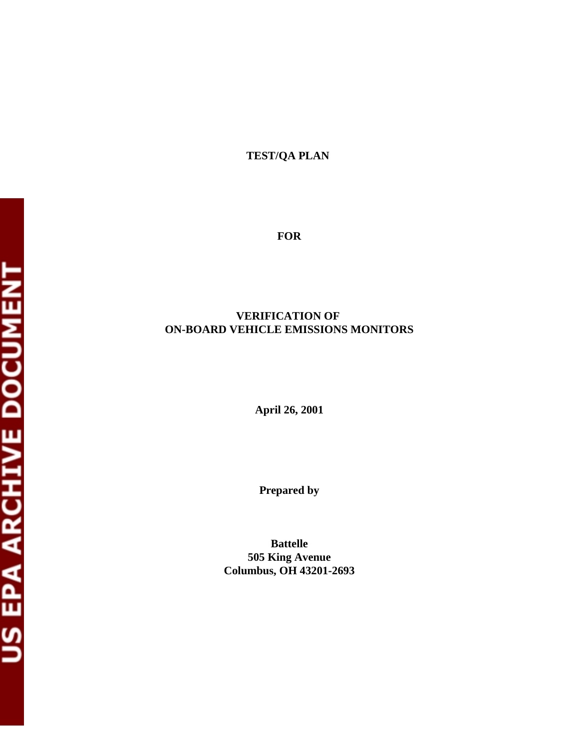**TEST/QA PLAN**

**FOR**

**VERIFICATION OF**
**ON-BOARD VEHICLE EMISSIONS MONITORS**

**April 26, 2001**

**Prepared by**

**Battelle**
**505 King Avenue**
**Columbus, OH 43201-2693**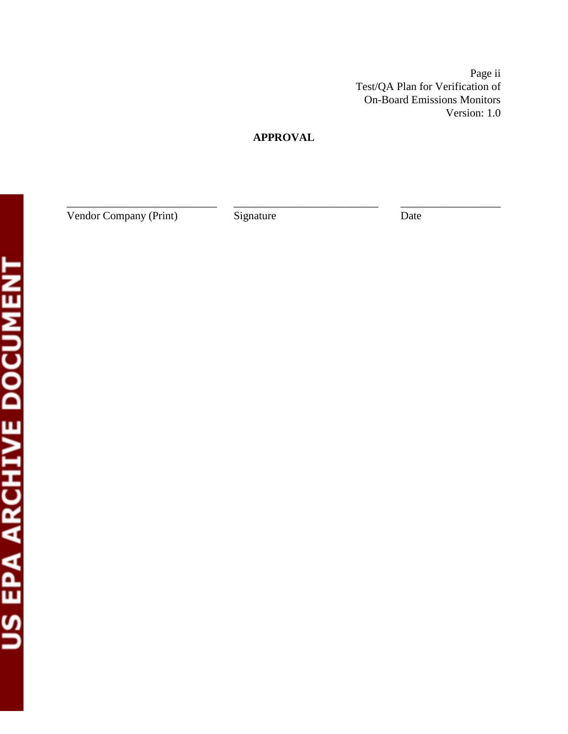**APPROVAL**

| | | |
|---|---|---|
| ____________________________ | ___________________________ | ___________________ |
| Vendor Company (Print) | Signature | Date |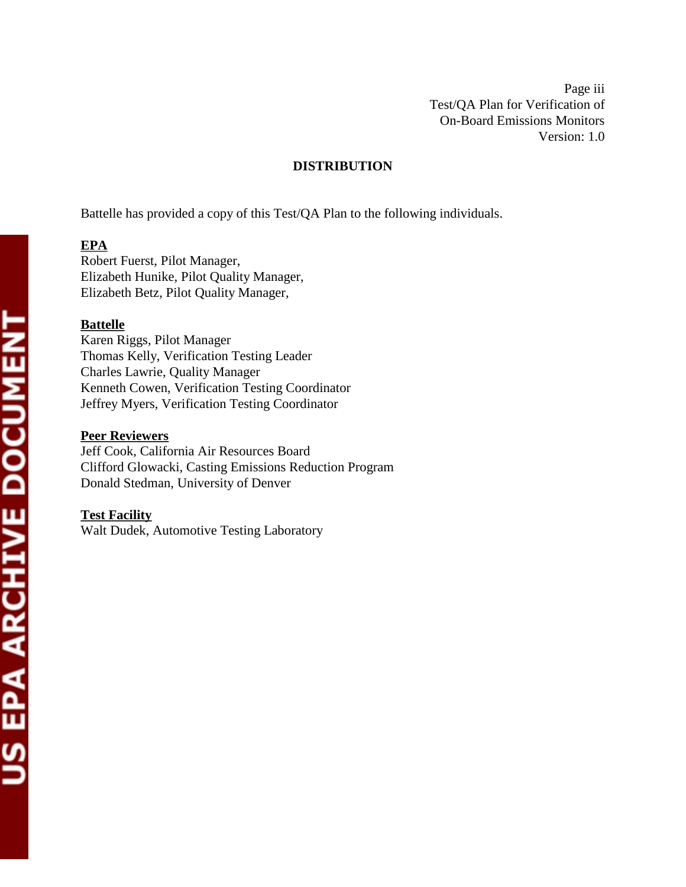## DISTRIBUTION

Battelle has provided a copy of this Test/QA Plan to the following individuals.

**EPA**
Robert Fuerst, Pilot Manager,
Elizabeth Hunike, Pilot Quality Manager,
Elizabeth Betz, Pilot Quality Manager,

**Battelle**
Karen Riggs, Pilot Manager
Thomas Kelly, Verification Testing Leader
Charles Lawrie, Quality Manager
Kenneth Cowen, Verification Testing Coordinator
Jeffrey Myers, Verification Testing Coordinator

**Peer Reviewers**
Jeff Cook, California Air Resources Board
Clifford Glowacki, Casting Emissions Reduction Program
Donald Stedman, University of Denver

**Test Facility**
Walt Dudek, Automotive Testing Laboratory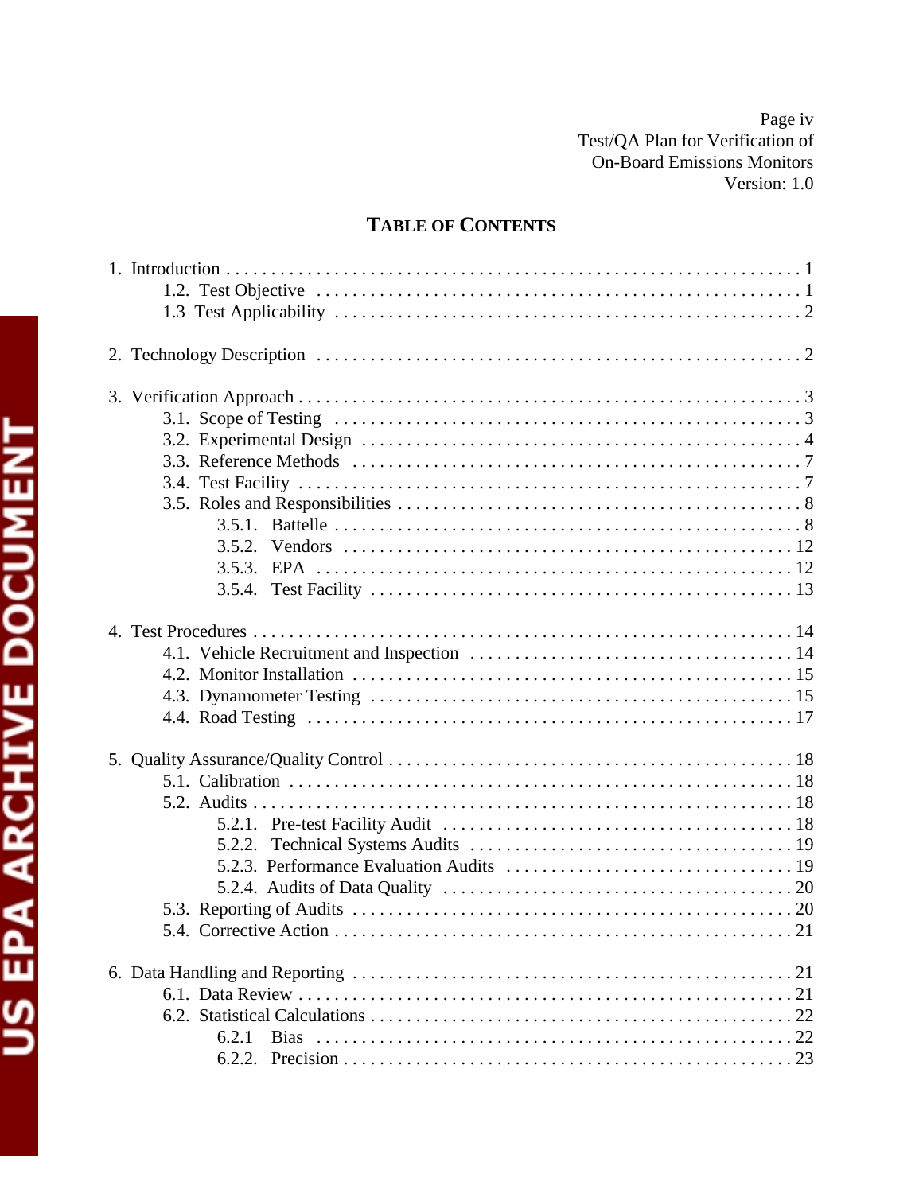## TABLE OF CONTENTS

1. Introduction . . . . . . . . . . . . . . . . . . . . . . . . . . . . . . . . . . . . . . . . . . . . . . . . . . . . . . 1
   - 1.2. Test Objective . . . . . . . . . . . . . . . . . . . . . . . . . . . . . . . . . . . . . . . . . . . . . . 1
   - 1.3 Test Applicability . . . . . . . . . . . . . . . . . . . . . . . . . . . . . . . . . . . . . . . . . . . . 2

2. Technology Description . . . . . . . . . . . . . . . . . . . . . . . . . . . . . . . . . . . . . . . . . . . . . 2

3. Verification Approach . . . . . . . . . . . . . . . . . . . . . . . . . . . . . . . . . . . . . . . . . . . . . . 3
   - 3.1. Scope of Testing . . . . . . . . . . . . . . . . . . . . . . . . . . . . . . . . . . . . . . . . . . . . 3
   - 3.2. Experimental Design . . . . . . . . . . . . . . . . . . . . . . . . . . . . . . . . . . . . . . . . . 4
   - 3.3. Reference Methods . . . . . . . . . . . . . . . . . . . . . . . . . . . . . . . . . . . . . . . . . . 7
   - 3.4. Test Facility . . . . . . . . . . . . . . . . . . . . . . . . . . . . . . . . . . . . . . . . . . . . . . 7
   - 3.5. Roles and Responsibilities . . . . . . . . . . . . . . . . . . . . . . . . . . . . . . . . . . . . . 8
     - 3.5.1. Battelle . . . . . . . . . . . . . . . . . . . . . . . . . . . . . . . . . . . . . . . . . . . . 8
     - 3.5.2. Vendors . . . . . . . . . . . . . . . . . . . . . . . . . . . . . . . . . . . . . . . . . . . . 12
     - 3.5.3. EPA . . . . . . . . . . . . . . . . . . . . . . . . . . . . . . . . . . . . . . . . . . . . . . 12
     - 3.5.4. Test Facility . . . . . . . . . . . . . . . . . . . . . . . . . . . . . . . . . . . . . . . . . 13

4. Test Procedures . . . . . . . . . . . . . . . . . . . . . . . . . . . . . . . . . . . . . . . . . . . . . . . . . . 14
   - 4.1. Vehicle Recruitment and Inspection . . . . . . . . . . . . . . . . . . . . . . . . . . . . . . . 14
   - 4.2. Monitor Installation . . . . . . . . . . . . . . . . . . . . . . . . . . . . . . . . . . . . . . . . . 15
   - 4.3. Dynamometer Testing . . . . . . . . . . . . . . . . . . . . . . . . . . . . . . . . . . . . . . . . 15
   - 4.4. Road Testing . . . . . . . . . . . . . . . . . . . . . . . . . . . . . . . . . . . . . . . . . . . . . 17

5. Quality Assurance/Quality Control . . . . . . . . . . . . . . . . . . . . . . . . . . . . . . . . . . . . . . 18
   - 5.1. Calibration . . . . . . . . . . . . . . . . . . . . . . . . . . . . . . . . . . . . . . . . . . . . . . 18
   - 5.2. Audits . . . . . . . . . . . . . . . . . . . . . . . . . . . . . . . . . . . . . . . . . . . . . . . . . 18
     - 5.2.1. Pre-test Facility Audit . . . . . . . . . . . . . . . . . . . . . . . . . . . . . . . . . . . 18
     - 5.2.2. Technical Systems Audits . . . . . . . . . . . . . . . . . . . . . . . . . . . . . . . . 19
     - 5.2.3. Performance Evaluation Audits . . . . . . . . . . . . . . . . . . . . . . . . . . . . 19
     - 5.2.4. Audits of Data Quality . . . . . . . . . . . . . . . . . . . . . . . . . . . . . . . . . . 20
   - 5.3. Reporting of Audits . . . . . . . . . . . . . . . . . . . . . . . . . . . . . . . . . . . . . . . . . 20
   - 5.4. Corrective Action . . . . . . . . . . . . . . . . . . . . . . . . . . . . . . . . . . . . . . . . . . 21

6. Data Handling and Reporting . . . . . . . . . . . . . . . . . . . . . . . . . . . . . . . . . . . . . . . . . 21
   - 6.1. Data Review . . . . . . . . . . . . . . . . . . . . . . . . . . . . . . . . . . . . . . . . . . . . . . 21
   - 6.2. Statistical Calculations . . . . . . . . . . . . . . . . . . . . . . . . . . . . . . . . . . . . . . . 22
     - 6.2.1 Bias . . . . . . . . . . . . . . . . . . . . . . . . . . . . . . . . . . . . . . . . . . . . . . . 22
     - 6.2.2. Precision . . . . . . . . . . . . . . . . . . . . . . . . . . . . . . . . . . . . . . . . . . . 23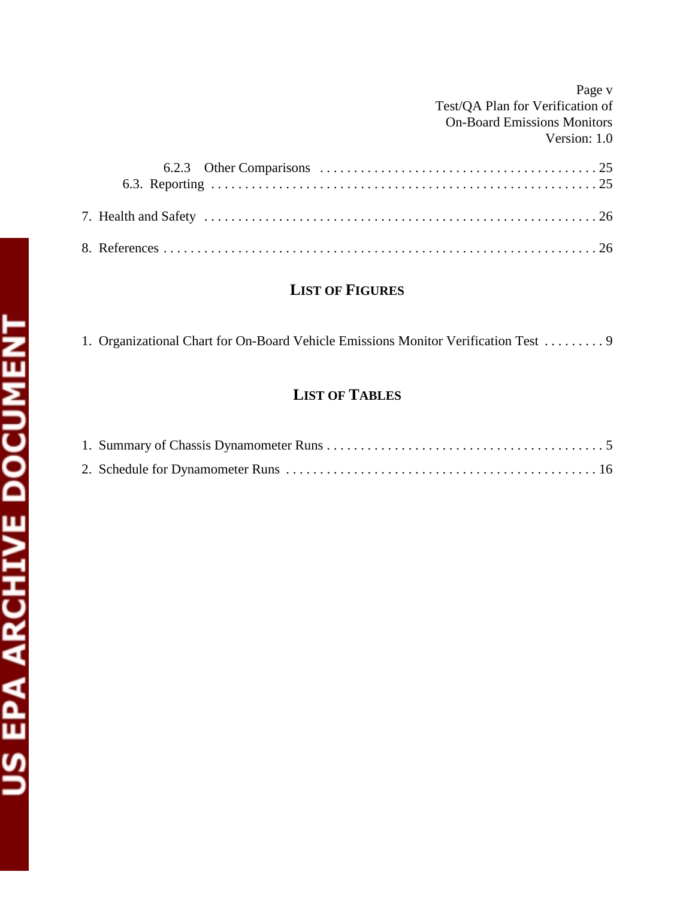6.2.3 Other Comparisons . . . . . . . . . . . . . . . . . . . . . . . . . . . . . . . . . . . . . . . . 25
6.3. Reporting . . . . . . . . . . . . . . . . . . . . . . . . . . . . . . . . . . . . . . . . . . . . . . . . . . . . . 25

7. Health and Safety . . . . . . . . . . . . . . . . . . . . . . . . . . . . . . . . . . . . . . . . . . . . . . . . . . . . 26

8. References . . . . . . . . . . . . . . . . . . . . . . . . . . . . . . . . . . . . . . . . . . . . . . . . . . . . . . . . . 26

## LIST OF FIGURES

1. Organizational Chart for On-Board Vehicle Emissions Monitor Verification Test . . . . . . . . . 9

## LIST OF TABLES

1. Summary of Chassis Dynamometer Runs . . . . . . . . . . . . . . . . . . . . . . . . . . . . . . . . . . . . . . . 5
2. Schedule for Dynamometer Runs . . . . . . . . . . . . . . . . . . . . . . . . . . . . . . . . . . . . . . . . . . . . 16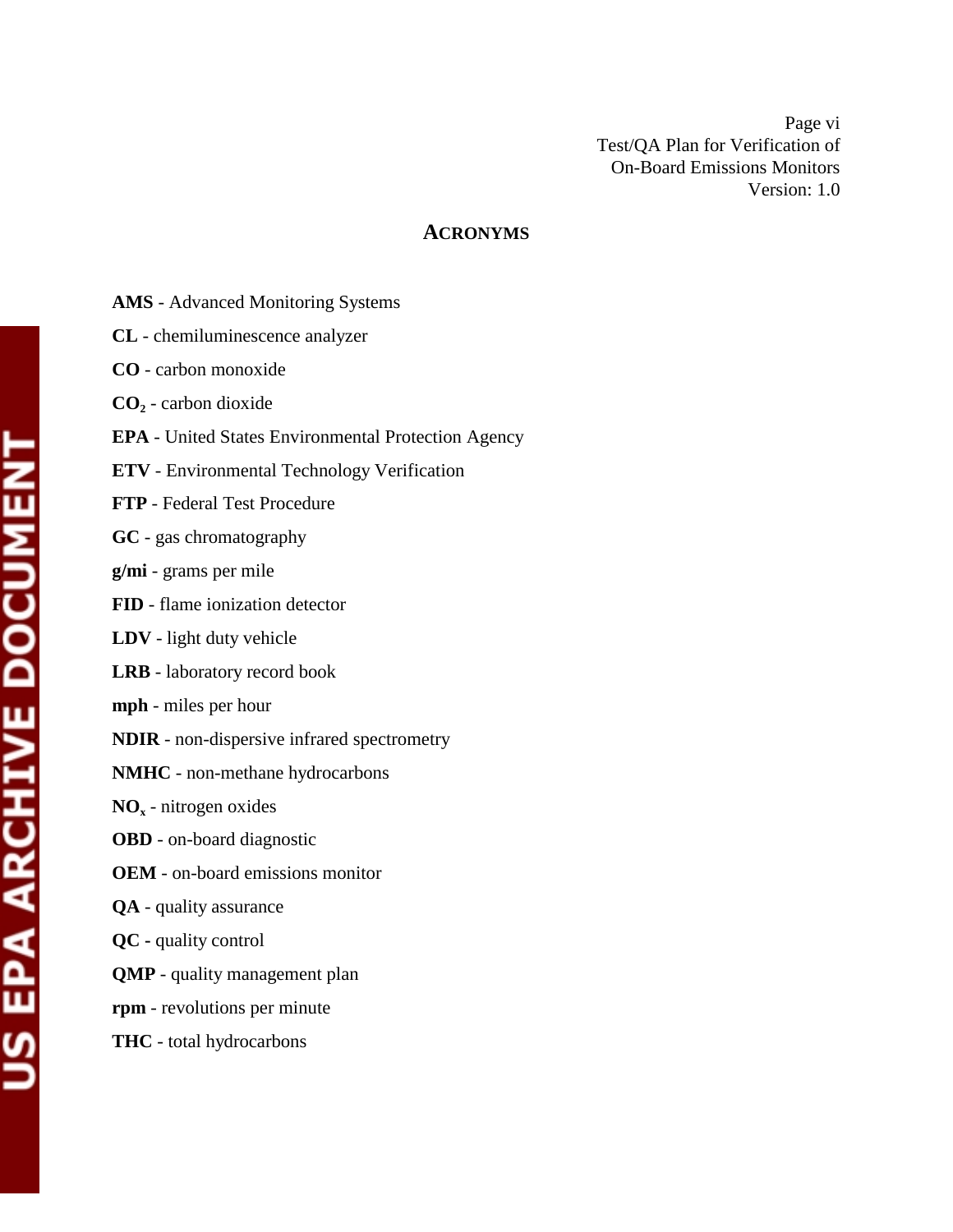## ACRONYMS

**AMS** - Advanced Monitoring Systems

**CL** - chemiluminescence analyzer

**CO** - carbon monoxide

**$CO_2$** - carbon dioxide

**EPA** - United States Environmental Protection Agency

**ETV** - Environmental Technology Verification

**FTP** - Federal Test Procedure

**GC** - gas chromatography

**g/mi** - grams per mile

**FID** - flame ionization detector

**LDV** - light duty vehicle

**LRB** - laboratory record book

**mph** - miles per hour

**NDIR** - non-dispersive infrared spectrometry

**NMHC** - non-methane hydrocarbons

**$NO_x$** - nitrogen oxides

**OBD** - on-board diagnostic

**OEM** - on-board emissions monitor

**QA** - quality assurance

**QC** - quality control

**QMP** - quality management plan

**rpm** - revolutions per minute

**THC** - total hydrocarbons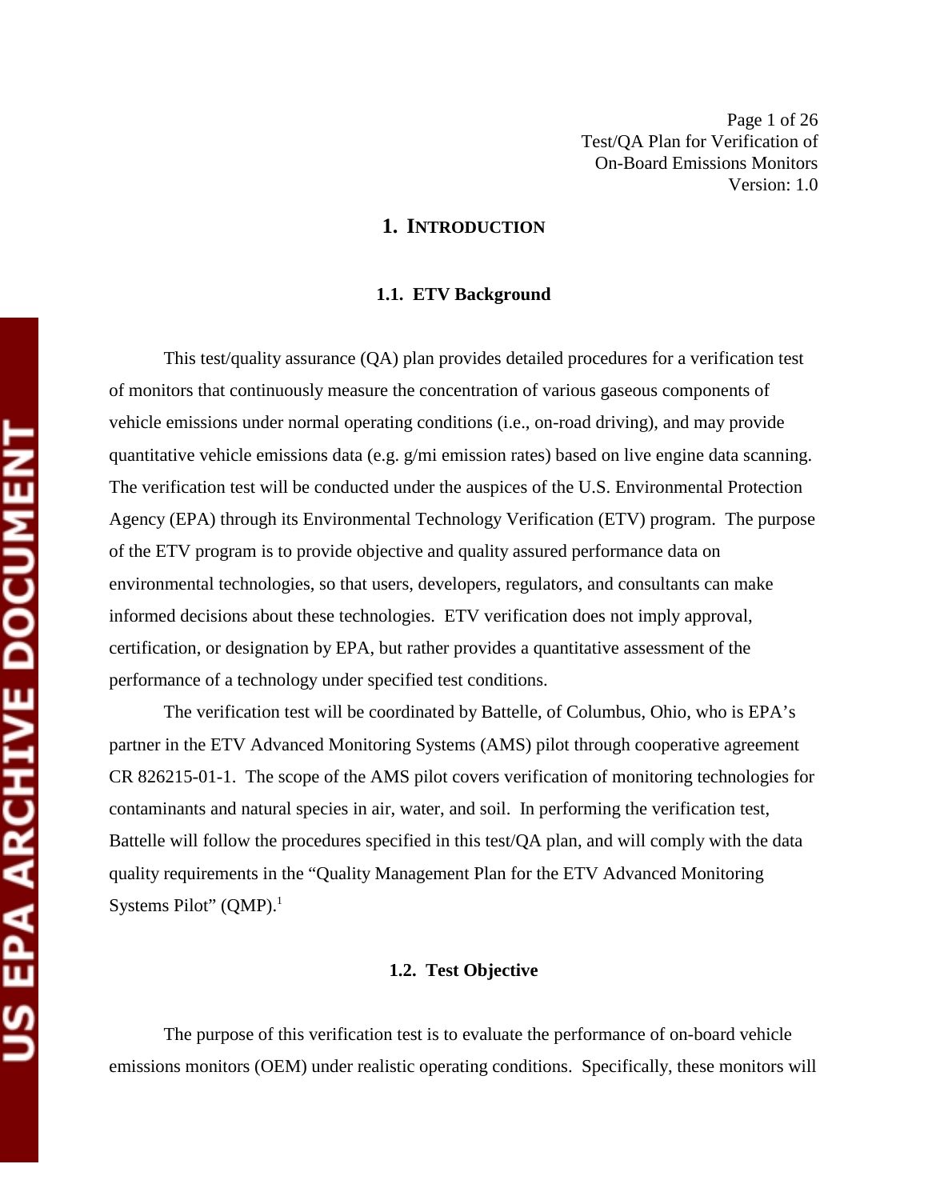# 1. INTRODUCTION

## 1.1. ETV Background

This test/quality assurance (QA) plan provides detailed procedures for a verification test of monitors that continuously measure the concentration of various gaseous components of vehicle emissions under normal operating conditions (i.e., on-road driving), and may provide quantitative vehicle emissions data (e.g. g/mi emission rates) based on live engine data scanning. The verification test will be conducted under the auspices of the U.S. Environmental Protection Agency (EPA) through its Environmental Technology Verification (ETV) program. The purpose of the ETV program is to provide objective and quality assured performance data on environmental technologies, so that users, developers, regulators, and consultants can make informed decisions about these technologies. ETV verification does not imply approval, certification, or designation by EPA, but rather provides a quantitative assessment of the performance of a technology under specified test conditions.

The verification test will be coordinated by Battelle, of Columbus, Ohio, who is EPA's partner in the ETV Advanced Monitoring Systems (AMS) pilot through cooperative agreement CR 826215-01-1. The scope of the AMS pilot covers verification of monitoring technologies for contaminants and natural species in air, water, and soil. In performing the verification test, Battelle will follow the procedures specified in this test/QA plan, and will comply with the data quality requirements in the "Quality Management Plan for the ETV Advanced Monitoring Systems Pilot" (QMP).[1]

## 1.2. Test Objective

The purpose of this verification test is to evaluate the performance of on-board vehicle emissions monitors (OEM) under realistic operating conditions. Specifically, these monitors will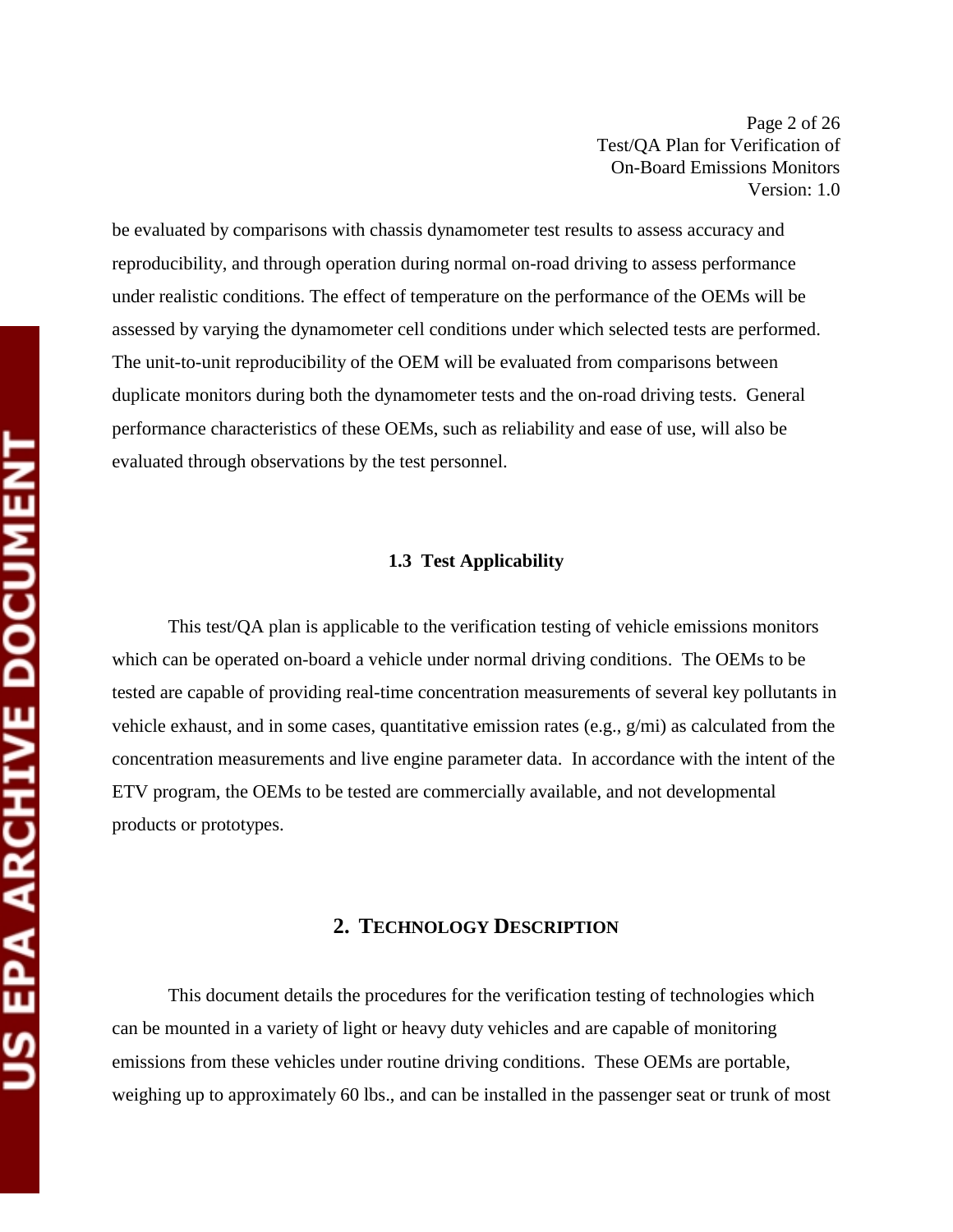be evaluated by comparisons with chassis dynamometer test results to assess accuracy and reproducibility, and through operation during normal on-road driving to assess performance under realistic conditions. The effect of temperature on the performance of the OEMs will be assessed by varying the dynamometer cell conditions under which selected tests are performed. The unit-to-unit reproducibility of the OEM will be evaluated from comparisons between duplicate monitors during both the dynamometer tests and the on-road driving tests. General performance characteristics of these OEMs, such as reliability and ease of use, will also be evaluated through observations by the test personnel.

### 1.3 Test Applicability

This test/QA plan is applicable to the verification testing of vehicle emissions monitors which can be operated on-board a vehicle under normal driving conditions. The OEMs to be tested are capable of providing real-time concentration measurements of several key pollutants in vehicle exhaust, and in some cases, quantitative emission rates (e.g., g/mi) as calculated from the concentration measurements and live engine parameter data. In accordance with the intent of the ETV program, the OEMs to be tested are commercially available, and not developmental products or prototypes.

## 2. TECHNOLOGY DESCRIPTION

This document details the procedures for the verification testing of technologies which can be mounted in a variety of light or heavy duty vehicles and are capable of monitoring emissions from these vehicles under routine driving conditions. These OEMs are portable, weighing up to approximately 60 lbs., and can be installed in the passenger seat or trunk of most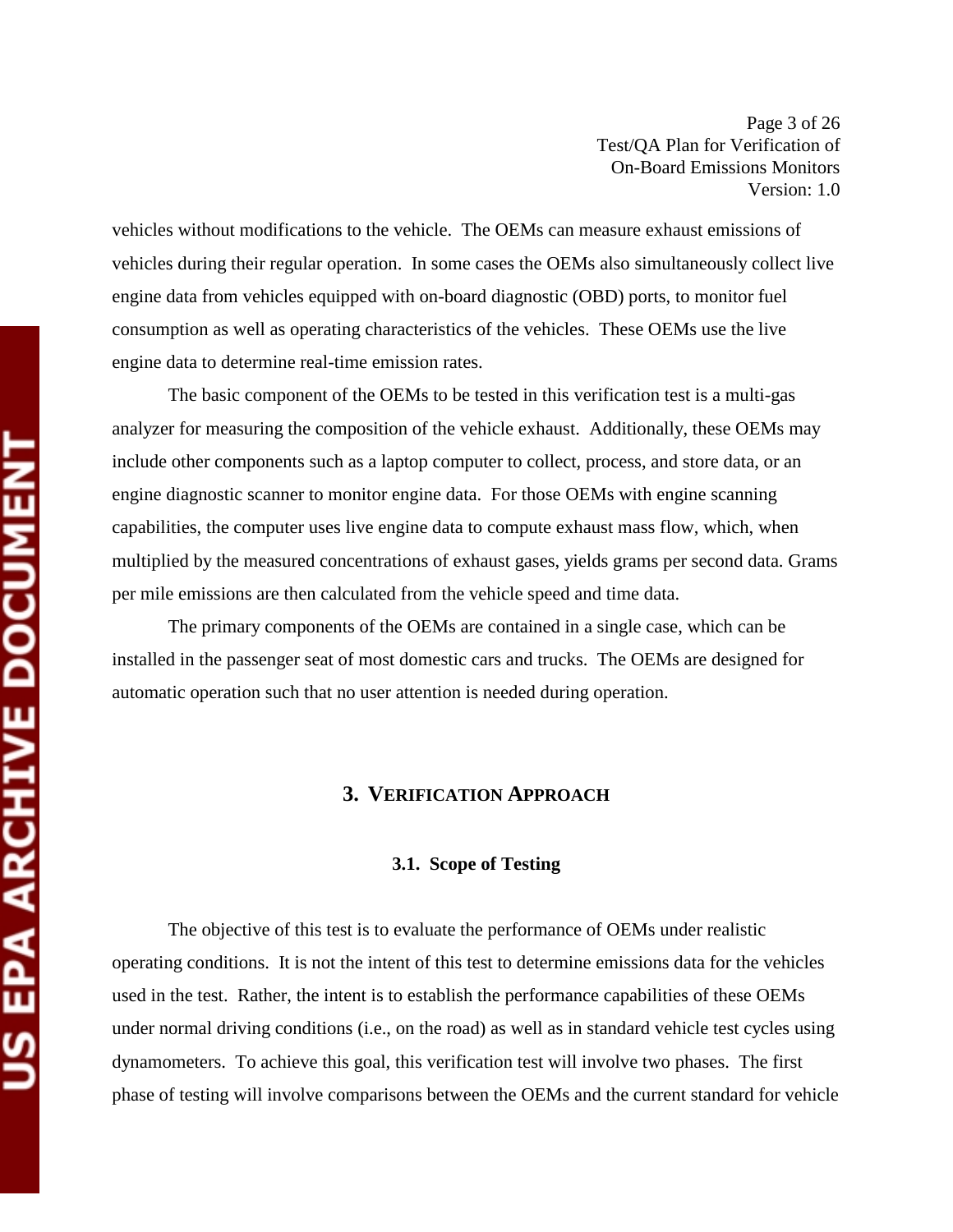vehicles without modifications to the vehicle. The OEMs can measure exhaust emissions of vehicles during their regular operation. In some cases the OEMs also simultaneously collect live engine data from vehicles equipped with on-board diagnostic (OBD) ports, to monitor fuel consumption as well as operating characteristics of the vehicles. These OEMs use the live engine data to determine real-time emission rates.

The basic component of the OEMs to be tested in this verification test is a multi-gas analyzer for measuring the composition of the vehicle exhaust. Additionally, these OEMs may include other components such as a laptop computer to collect, process, and store data, or an engine diagnostic scanner to monitor engine data. For those OEMs with engine scanning capabilities, the computer uses live engine data to compute exhaust mass flow, which, when multiplied by the measured concentrations of exhaust gases, yields grams per second data. Grams per mile emissions are then calculated from the vehicle speed and time data.

The primary components of the OEMs are contained in a single case, which can be installed in the passenger seat of most domestic cars and trucks. The OEMs are designed for automatic operation such that no user attention is needed during operation.

## 3. Verification Approach

### 3.1. Scope of Testing

The objective of this test is to evaluate the performance of OEMs under realistic operating conditions. It is not the intent of this test to determine emissions data for the vehicles used in the test. Rather, the intent is to establish the performance capabilities of these OEMs under normal driving conditions (i.e., on the road) as well as in standard vehicle test cycles using dynamometers. To achieve this goal, this verification test will involve two phases. The first phase of testing will involve comparisons between the OEMs and the current standard for vehicle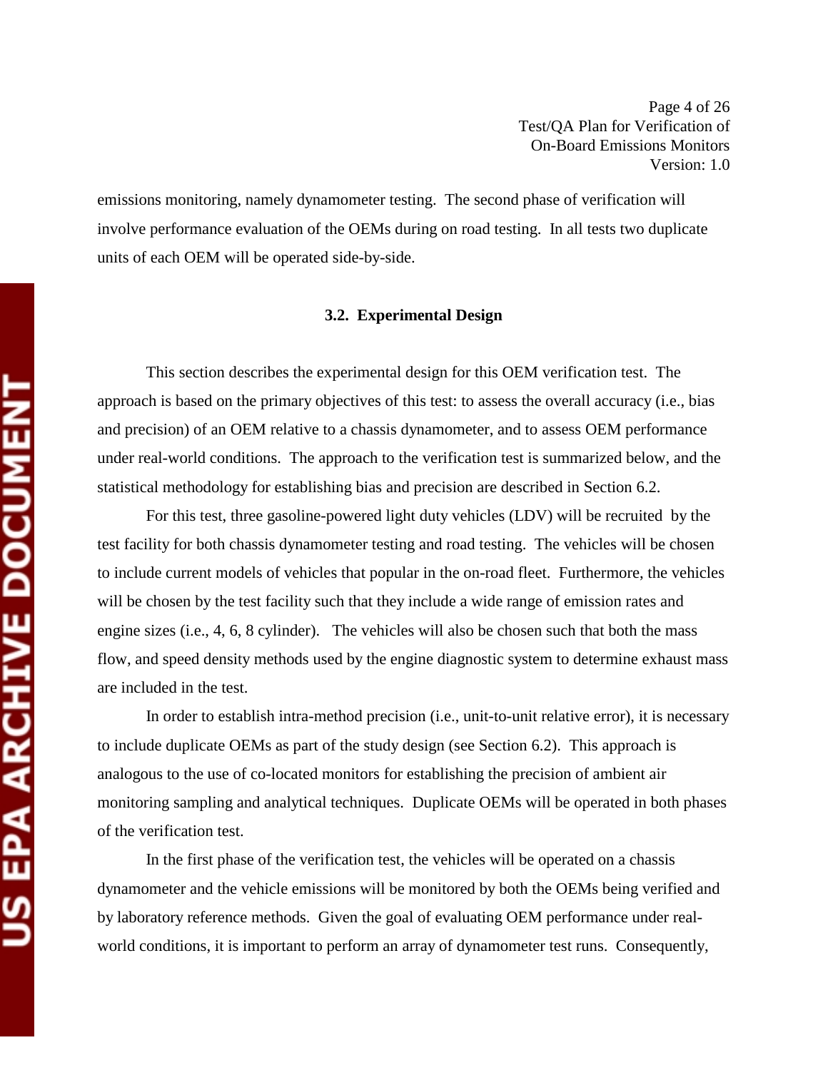emissions monitoring, namely dynamometer testing. The second phase of verification will involve performance evaluation of the OEMs during on road testing. In all tests two duplicate units of each OEM will be operated side-by-side.

### 3.2. Experimental Design

This section describes the experimental design for this OEM verification test. The approach is based on the primary objectives of this test: to assess the overall accuracy (i.e., bias and precision) of an OEM relative to a chassis dynamometer, and to assess OEM performance under real-world conditions. The approach to the verification test is summarized below, and the statistical methodology for establishing bias and precision are described in Section 6.2.

For this test, three gasoline-powered light duty vehicles (LDV) will be recruited by the test facility for both chassis dynamometer testing and road testing. The vehicles will be chosen to include current models of vehicles that popular in the on-road fleet. Furthermore, the vehicles will be chosen by the test facility such that they include a wide range of emission rates and engine sizes (i.e., 4, 6, 8 cylinder). The vehicles will also be chosen such that both the mass flow, and speed density methods used by the engine diagnostic system to determine exhaust mass are included in the test.

In order to establish intra-method precision (i.e., unit-to-unit relative error), it is necessary to include duplicate OEMs as part of the study design (see Section 6.2). This approach is analogous to the use of co-located monitors for establishing the precision of ambient air monitoring sampling and analytical techniques. Duplicate OEMs will be operated in both phases of the verification test.

In the first phase of the verification test, the vehicles will be operated on a chassis dynamometer and the vehicle emissions will be monitored by both the OEMs being verified and by laboratory reference methods. Given the goal of evaluating OEM performance under real-world conditions, it is important to perform an array of dynamometer test runs. Consequently,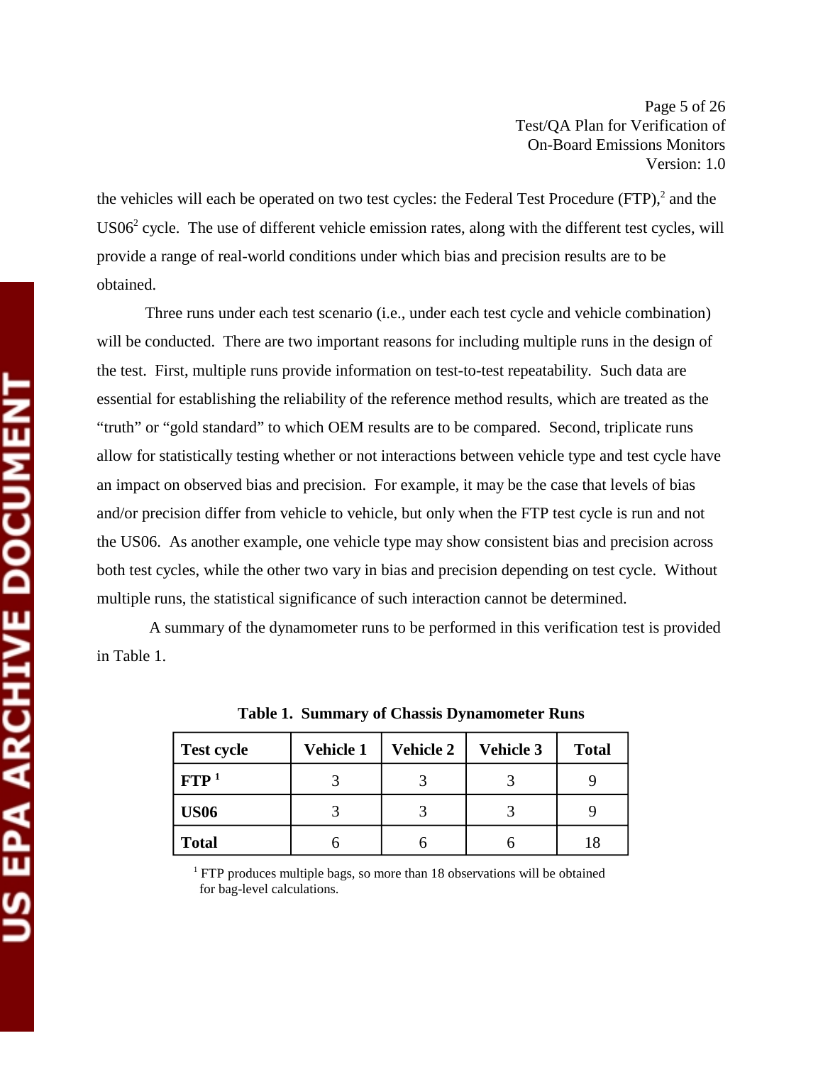the vehicles will each be operated on two test cycles: the Federal Test Procedure (FTP),[2] and the US06[2] cycle. The use of different vehicle emission rates, along with the different test cycles, will provide a range of real-world conditions under which bias and precision results are to be obtained.

Three runs under each test scenario (i.e., under each test cycle and vehicle combination) will be conducted. There are two important reasons for including multiple runs in the design of the test. First, multiple runs provide information on test-to-test repeatability. Such data are essential for establishing the reliability of the reference method results, which are treated as the "truth" or "gold standard" to which OEM results are to be compared. Second, triplicate runs allow for statistically testing whether or not interactions between vehicle type and test cycle have an impact on observed bias and precision. For example, it may be the case that levels of bias and/or precision differ from vehicle to vehicle, but only when the FTP test cycle is run and not the US06. As another example, one vehicle type may show consistent bias and precision across both test cycles, while the other two vary in bias and precision depending on test cycle. Without multiple runs, the statistical significance of such interaction cannot be determined.

A summary of the dynamometer runs to be performed in this verification test is provided in Table 1.

**Table 1. Summary of Chassis Dynamometer Runs**

| Test cycle | Vehicle 1 | Vehicle 2 | Vehicle 3 | Total |
|---|---|---|---|---|
| **FTP** [1] | 3 | 3 | 3 | 9 |
| **US06** | 3 | 3 | 3 | 9 |
| **Total** | 6 | 6 | 6 | 18 |

[1] FTP produces multiple bags, so more than 18 observations will be obtained for bag-level calculations.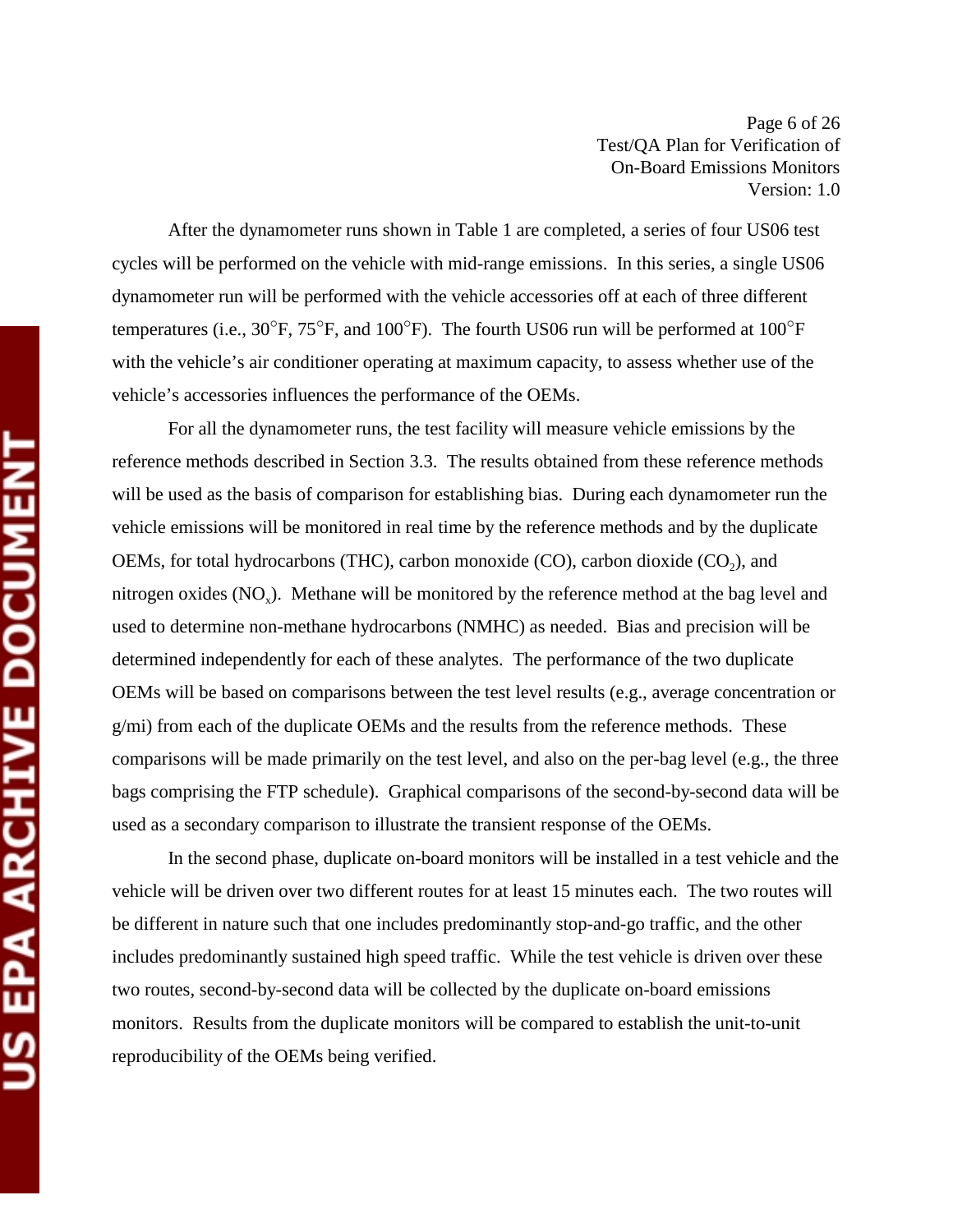After the dynamometer runs shown in Table 1 are completed, a series of four US06 test cycles will be performed on the vehicle with mid-range emissions. In this series, a single US06 dynamometer run will be performed with the vehicle accessories off at each of three different temperatures (i.e., 30°F, 75°F, and 100°F). The fourth US06 run will be performed at 100°F with the vehicle's air conditioner operating at maximum capacity, to assess whether use of the vehicle's accessories influences the performance of the OEMs.

For all the dynamometer runs, the test facility will measure vehicle emissions by the reference methods described in Section 3.3. The results obtained from these reference methods will be used as the basis of comparison for establishing bias. During each dynamometer run the vehicle emissions will be monitored in real time by the reference methods and by the duplicate OEMs, for total hydrocarbons (THC), carbon monoxide (CO), carbon dioxide ($CO_2$), and nitrogen oxides ($NO_x$). Methane will be monitored by the reference method at the bag level and used to determine non-methane hydrocarbons (NMHC) as needed. Bias and precision will be determined independently for each of these analytes. The performance of the two duplicate OEMs will be based on comparisons between the test level results (e.g., average concentration or g/mi) from each of the duplicate OEMs and the results from the reference methods. These comparisons will be made primarily on the test level, and also on the per-bag level (e.g., the three bags comprising the FTP schedule). Graphical comparisons of the second-by-second data will be used as a secondary comparison to illustrate the transient response of the OEMs.

In the second phase, duplicate on-board monitors will be installed in a test vehicle and the vehicle will be driven over two different routes for at least 15 minutes each. The two routes will be different in nature such that one includes predominantly stop-and-go traffic, and the other includes predominantly sustained high speed traffic. While the test vehicle is driven over these two routes, second-by-second data will be collected by the duplicate on-board emissions monitors. Results from the duplicate monitors will be compared to establish the unit-to-unit reproducibility of the OEMs being verified.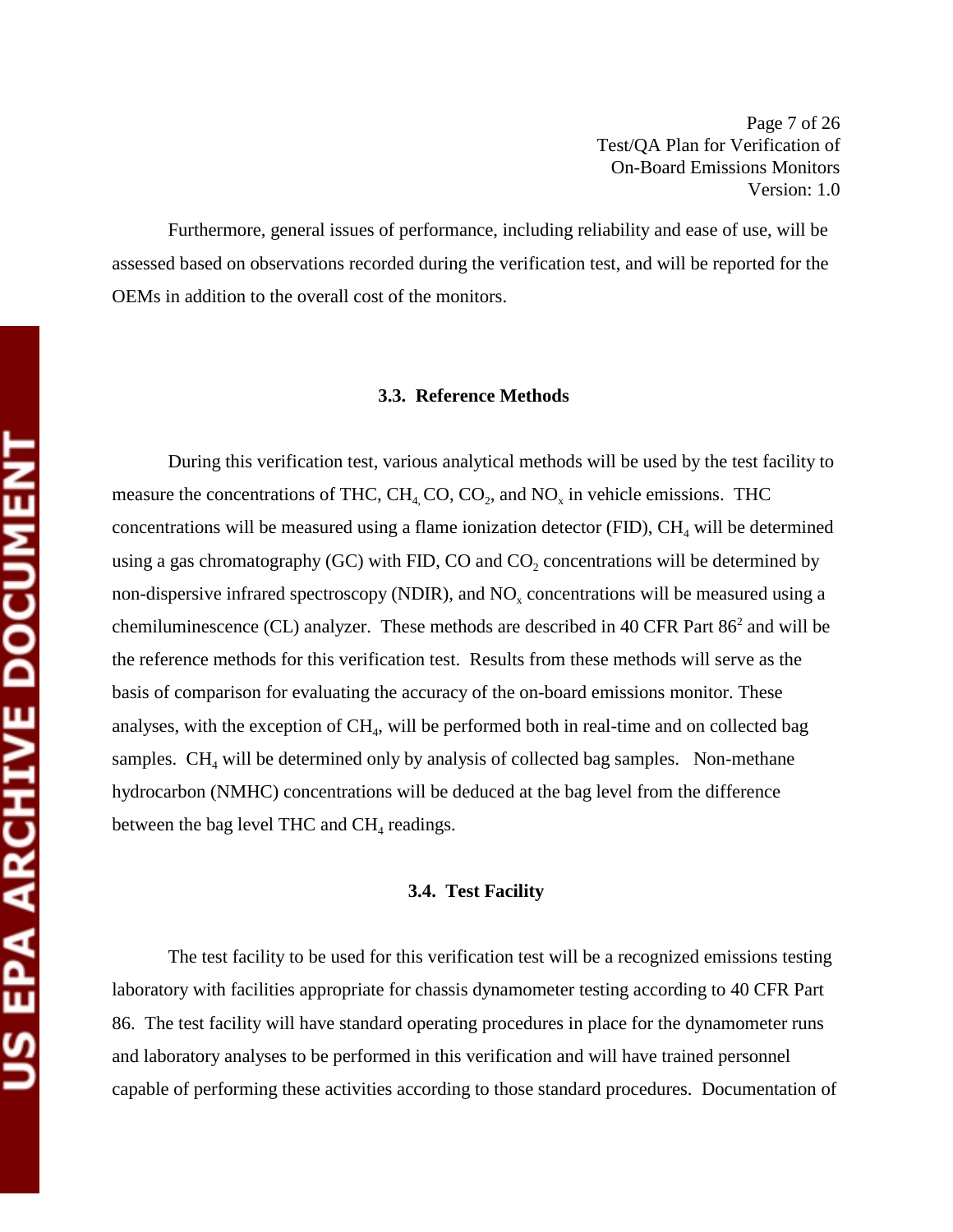Furthermore, general issues of performance, including reliability and ease of use, will be assessed based on observations recorded during the verification test, and will be reported for the OEMs in addition to the overall cost of the monitors.

### 3.3. Reference Methods

During this verification test, various analytical methods will be used by the test facility to measure the concentrations of THC, $CH_4$, CO, $CO_2$, and $NO_x$ in vehicle emissions. THC concentrations will be measured using a flame ionization detector (FID), $CH_4$ will be determined using a gas chromatography (GC) with FID, CO and $CO_2$ concentrations will be determined by non-dispersive infrared spectroscopy (NDIR), and $NO_x$ concentrations will be measured using a chemiluminescence (CL) analyzer. These methods are described in 40 CFR Part 86[2] and will be the reference methods for this verification test. Results from these methods will serve as the basis of comparison for evaluating the accuracy of the on-board emissions monitor. These analyses, with the exception of $CH_4$, will be performed both in real-time and on collected bag samples. $CH_4$ will be determined only by analysis of collected bag samples. Non-methane hydrocarbon (NMHC) concentrations will be deduced at the bag level from the difference between the bag level THC and $CH_4$ readings.

### 3.4. Test Facility

The test facility to be used for this verification test will be a recognized emissions testing laboratory with facilities appropriate for chassis dynamometer testing according to 40 CFR Part 86. The test facility will have standard operating procedures in place for the dynamometer runs and laboratory analyses to be performed in this verification and will have trained personnel capable of performing these activities according to those standard procedures. Documentation of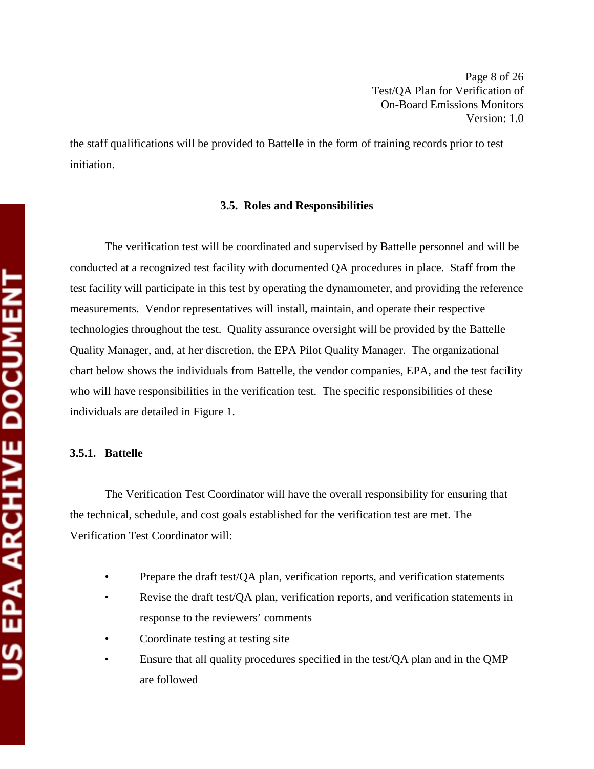the staff qualifications will be provided to Battelle in the form of training records prior to test initiation.

### 3.5. Roles and Responsibilities

The verification test will be coordinated and supervised by Battelle personnel and will be conducted at a recognized test facility with documented QA procedures in place. Staff from the test facility will participate in this test by operating the dynamometer, and providing the reference measurements. Vendor representatives will install, maintain, and operate their respective technologies throughout the test. Quality assurance oversight will be provided by the Battelle Quality Manager, and, at her discretion, the EPA Pilot Quality Manager. The organizational chart below shows the individuals from Battelle, the vendor companies, EPA, and the test facility who will have responsibilities in the verification test. The specific responsibilities of these individuals are detailed in Figure 1.

#### 3.5.1. Battelle

The Verification Test Coordinator will have the overall responsibility for ensuring that the technical, schedule, and cost goals established for the verification test are met. The Verification Test Coordinator will:

- Prepare the draft test/QA plan, verification reports, and verification statements
- Revise the draft test/QA plan, verification reports, and verification statements in response to the reviewers' comments
- Coordinate testing at testing site
- Ensure that all quality procedures specified in the test/QA plan and in the QMP are followed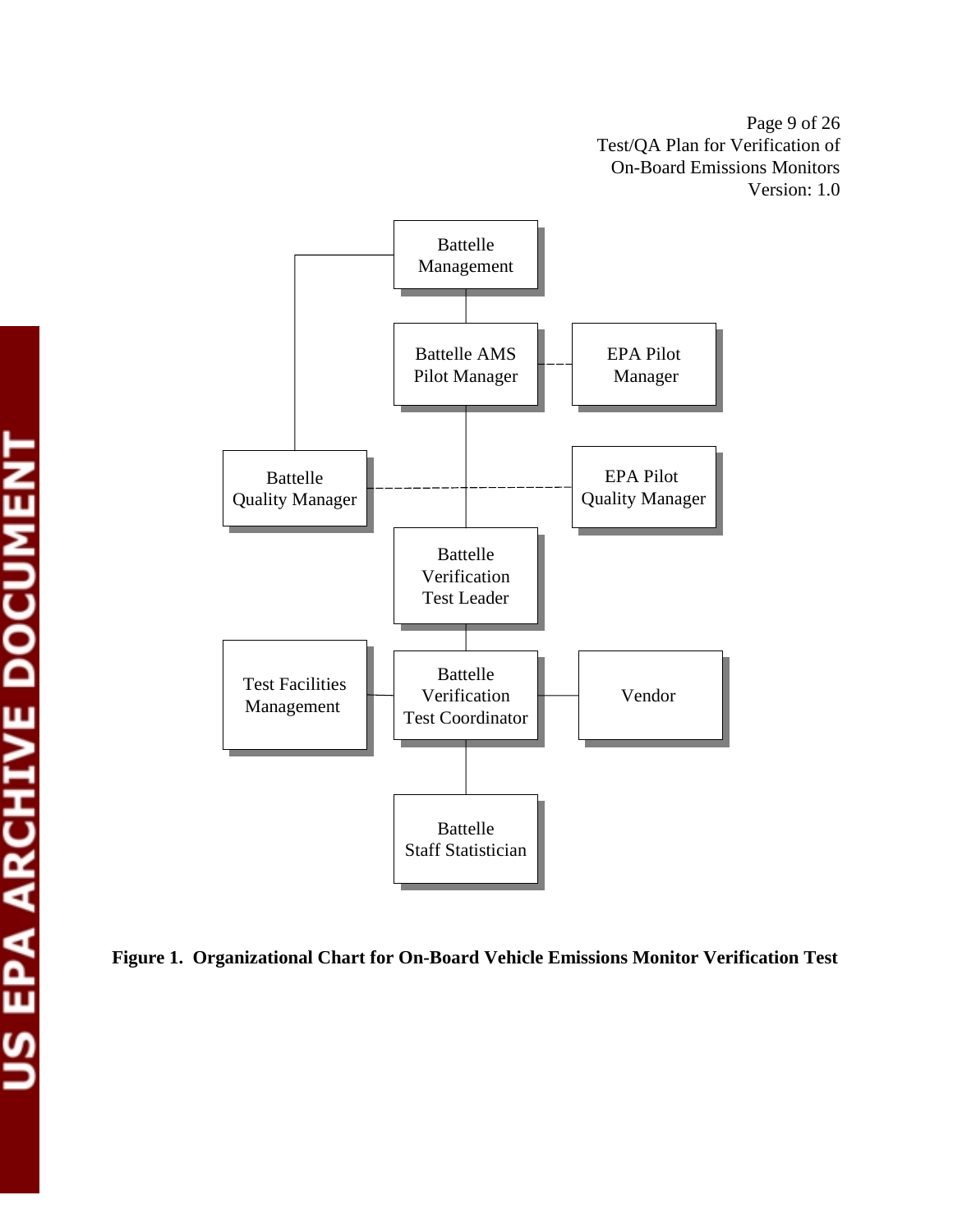Battelle Management

Battelle AMS Pilot Manager

EPA Pilot Manager

Battelle Quality Manager

EPA Pilot Quality Manager

Battelle Verification Test Leader

Test Facilities Management

Battelle Verification Test Coordinator

Vendor

Battelle Staff Statistician

**Figure 1. Organizational Chart for On-Board Vehicle Emissions Monitor Verification Test**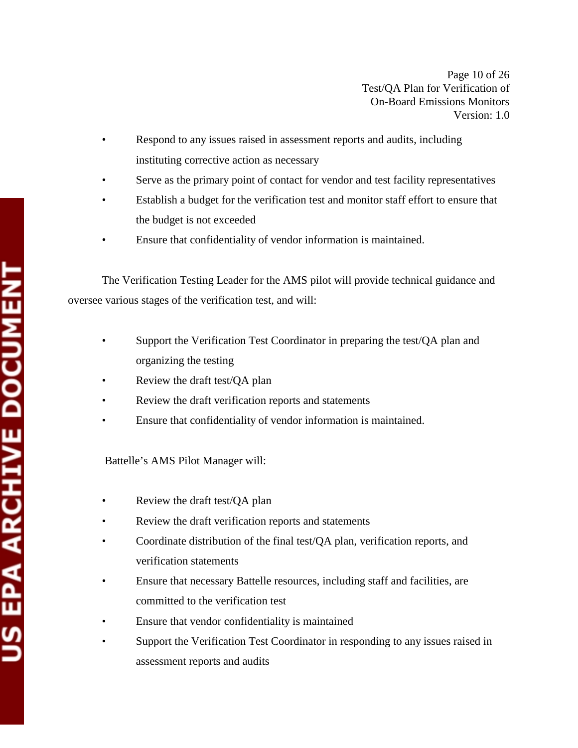- Respond to any issues raised in assessment reports and audits, including instituting corrective action as necessary
- Serve as the primary point of contact for vendor and test facility representatives
- Establish a budget for the verification test and monitor staff effort to ensure that the budget is not exceeded
- Ensure that confidentiality of vendor information is maintained.

The Verification Testing Leader for the AMS pilot will provide technical guidance and oversee various stages of the verification test, and will:

- Support the Verification Test Coordinator in preparing the test/QA plan and organizing the testing
- Review the draft test/QA plan
- Review the draft verification reports and statements
- Ensure that confidentiality of vendor information is maintained.

Battelle's AMS Pilot Manager will:

- Review the draft test/QA plan
- Review the draft verification reports and statements
- Coordinate distribution of the final test/QA plan, verification reports, and verification statements
- Ensure that necessary Battelle resources, including staff and facilities, are committed to the verification test
- Ensure that vendor confidentiality is maintained
- Support the Verification Test Coordinator in responding to any issues raised in assessment reports and audits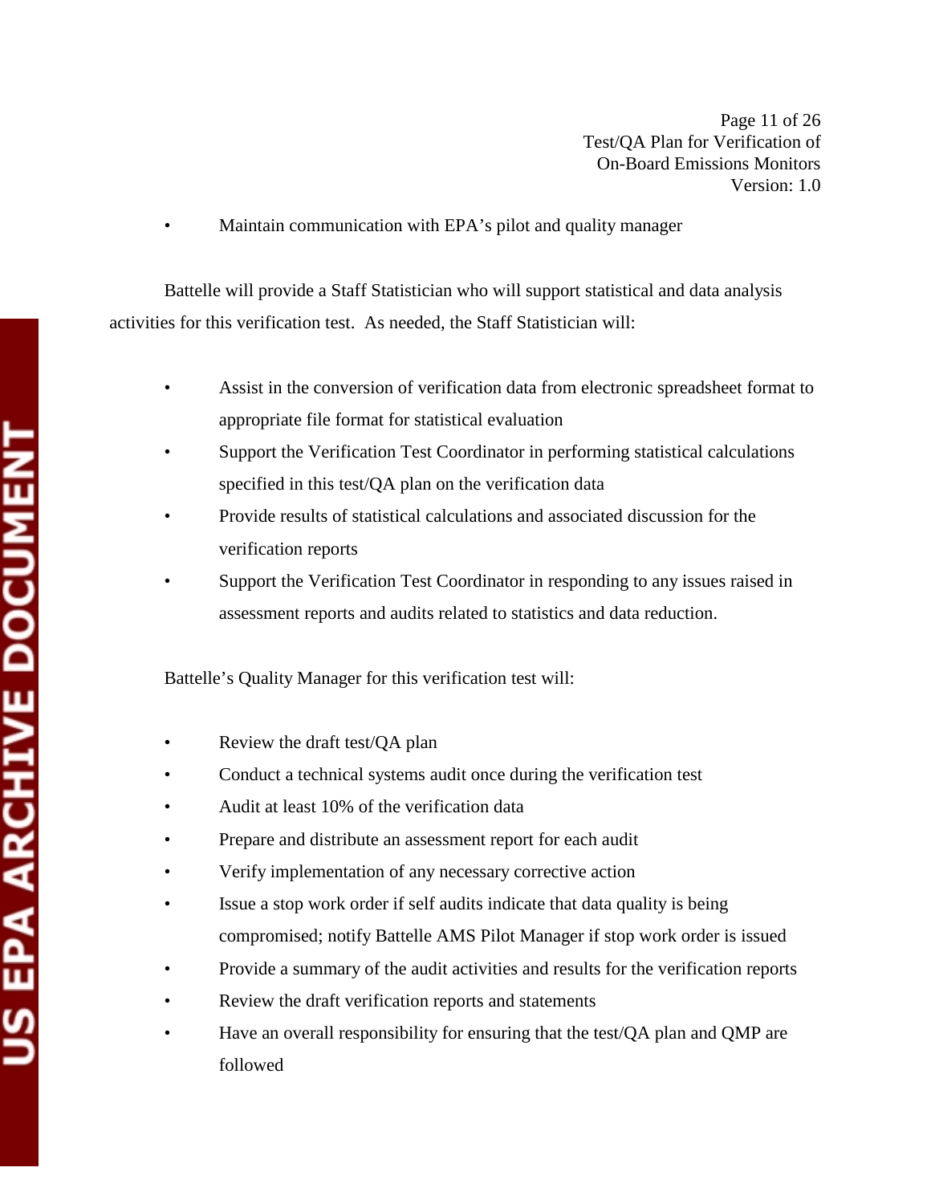- Maintain communication with EPA's pilot and quality manager

Battelle will provide a Staff Statistician who will support statistical and data analysis activities for this verification test. As needed, the Staff Statistician will:

- Assist in the conversion of verification data from electronic spreadsheet format to appropriate file format for statistical evaluation
- Support the Verification Test Coordinator in performing statistical calculations specified in this test/QA plan on the verification data
- Provide results of statistical calculations and associated discussion for the verification reports
- Support the Verification Test Coordinator in responding to any issues raised in assessment reports and audits related to statistics and data reduction.

Battelle's Quality Manager for this verification test will:

- Review the draft test/QA plan
- Conduct a technical systems audit once during the verification test
- Audit at least 10% of the verification data
- Prepare and distribute an assessment report for each audit
- Verify implementation of any necessary corrective action
- Issue a stop work order if self audits indicate that data quality is being compromised; notify Battelle AMS Pilot Manager if stop work order is issued
- Provide a summary of the audit activities and results for the verification reports
- Review the draft verification reports and statements
- Have an overall responsibility for ensuring that the test/QA plan and QMP are followed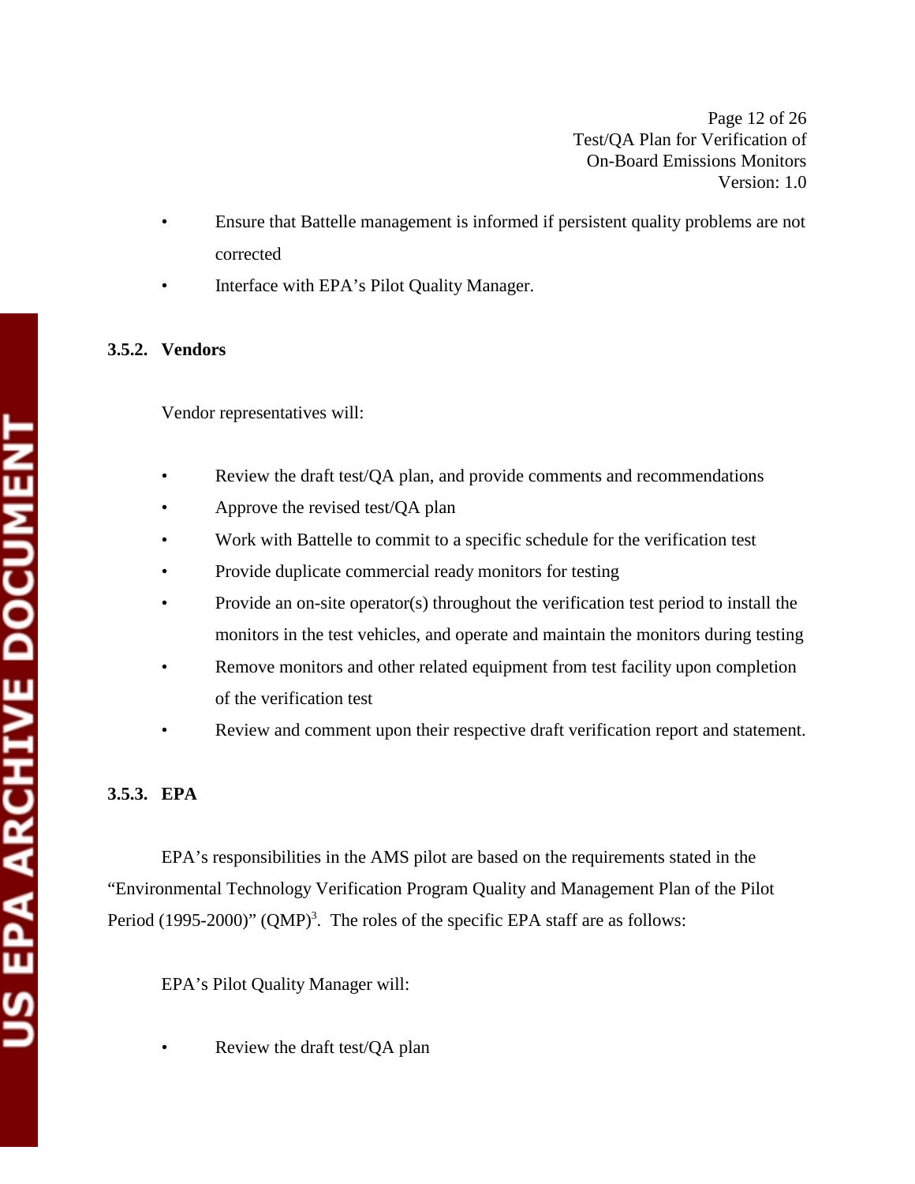- Ensure that Battelle management is informed if persistent quality problems are not corrected
- Interface with EPA's Pilot Quality Manager.

### 3.5.2. Vendors

Vendor representatives will:

- Review the draft test/QA plan, and provide comments and recommendations
- Approve the revised test/QA plan
- Work with Battelle to commit to a specific schedule for the verification test
- Provide duplicate commercial ready monitors for testing
- Provide an on-site operator(s) throughout the verification test period to install the monitors in the test vehicles, and operate and maintain the monitors during testing
- Remove monitors and other related equipment from test facility upon completion of the verification test
- Review and comment upon their respective draft verification report and statement.

### 3.5.3. EPA

EPA's responsibilities in the AMS pilot are based on the requirements stated in the "Environmental Technology Verification Program Quality and Management Plan of the Pilot Period (1995-2000)" (QMP)[3]. The roles of the specific EPA staff are as follows:

EPA's Pilot Quality Manager will:

- Review the draft test/QA plan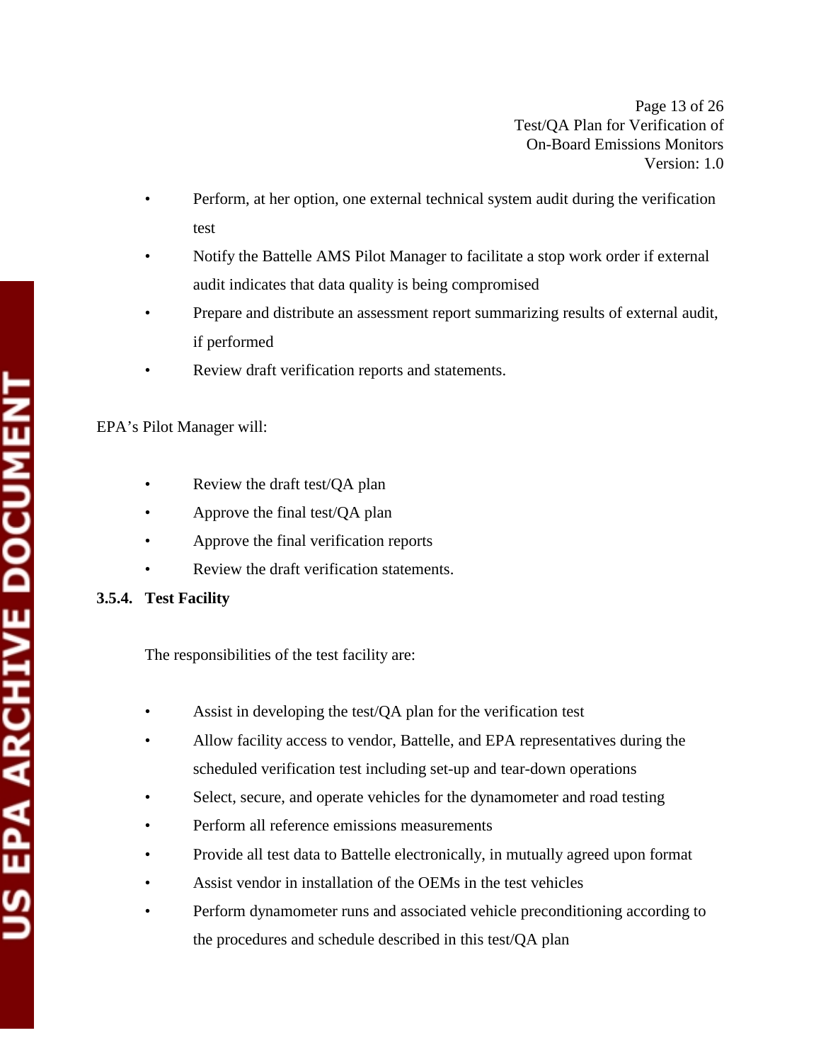- Perform, at her option, one external technical system audit during the verification test
- Notify the Battelle AMS Pilot Manager to facilitate a stop work order if external audit indicates that data quality is being compromised
- Prepare and distribute an assessment report summarizing results of external audit, if performed
- Review draft verification reports and statements.

EPA's Pilot Manager will:

- Review the draft test/QA plan
- Approve the final test/QA plan
- Approve the final verification reports
- Review the draft verification statements.

#### 3.5.4. Test Facility

The responsibilities of the test facility are:

- Assist in developing the test/QA plan for the verification test
- Allow facility access to vendor, Battelle, and EPA representatives during the scheduled verification test including set-up and tear-down operations
- Select, secure, and operate vehicles for the dynamometer and road testing
- Perform all reference emissions measurements
- Provide all test data to Battelle electronically, in mutually agreed upon format
- Assist vendor in installation of the OEMs in the test vehicles
- Perform dynamometer runs and associated vehicle preconditioning according to the procedures and schedule described in this test/QA plan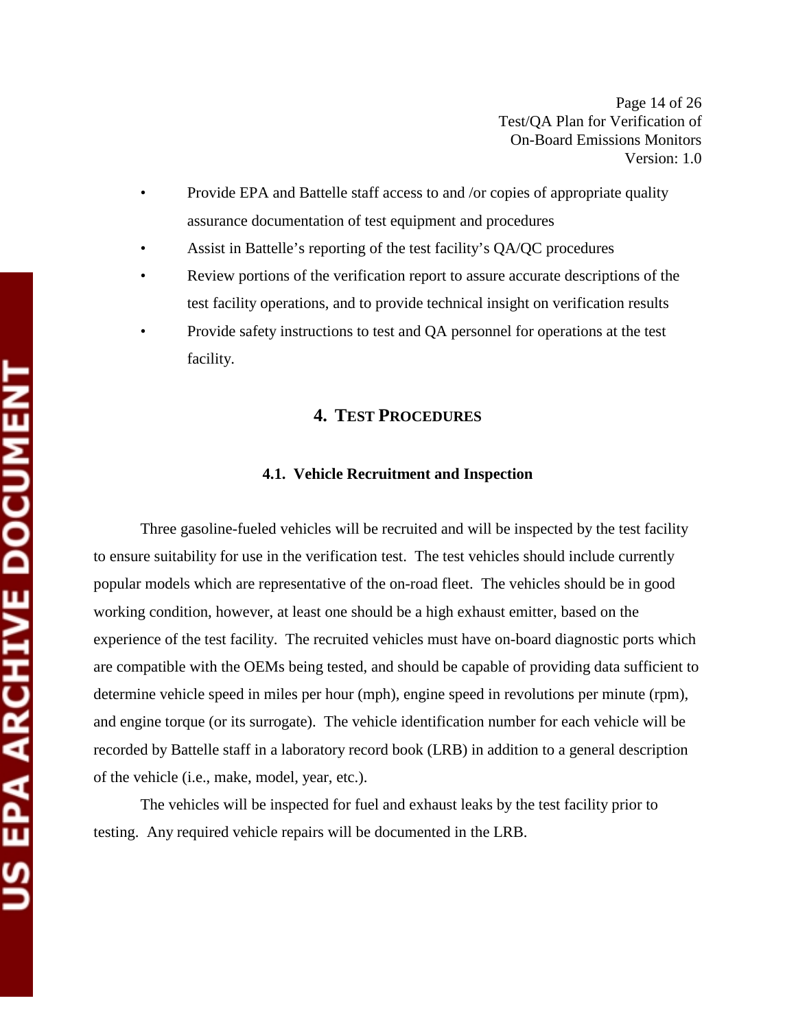- Provide EPA and Battelle staff access to and /or copies of appropriate quality assurance documentation of test equipment and procedures
- Assist in Battelle's reporting of the test facility's QA/QC procedures
- Review portions of the verification report to assure accurate descriptions of the test facility operations, and to provide technical insight on verification results
- Provide safety instructions to test and QA personnel for operations at the test facility.

# 4. TEST PROCEDURES

## 4.1. Vehicle Recruitment and Inspection

Three gasoline-fueled vehicles will be recruited and will be inspected by the test facility to ensure suitability for use in the verification test. The test vehicles should include currently popular models which are representative of the on-road fleet. The vehicles should be in good working condition, however, at least one should be a high exhaust emitter, based on the experience of the test facility. The recruited vehicles must have on-board diagnostic ports which are compatible with the OEMs being tested, and should be capable of providing data sufficient to determine vehicle speed in miles per hour (mph), engine speed in revolutions per minute (rpm), and engine torque (or its surrogate). The vehicle identification number for each vehicle will be recorded by Battelle staff in a laboratory record book (LRB) in addition to a general description of the vehicle (i.e., make, model, year, etc.).

The vehicles will be inspected for fuel and exhaust leaks by the test facility prior to testing. Any required vehicle repairs will be documented in the LRB.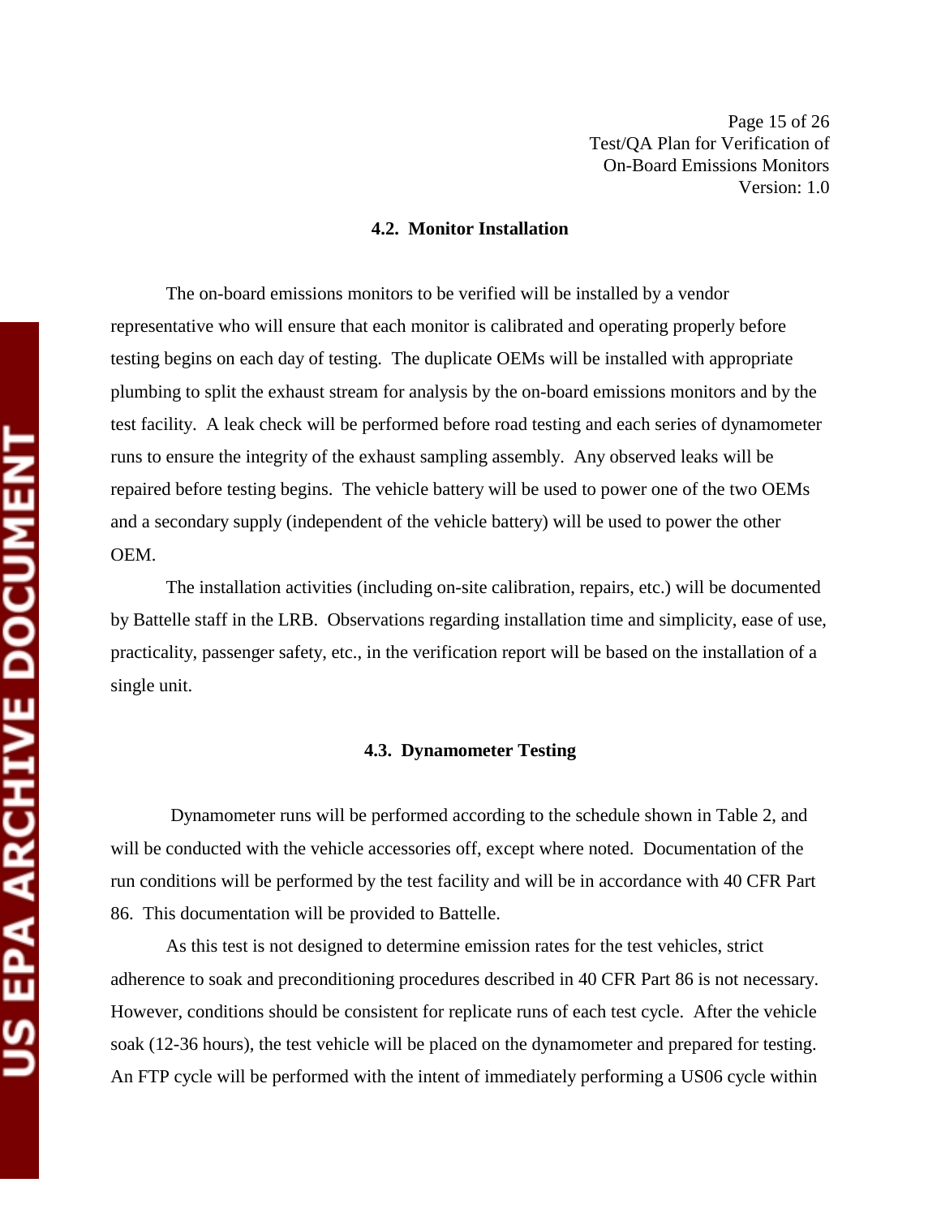### 4.2. Monitor Installation

The on-board emissions monitors to be verified will be installed by a vendor representative who will ensure that each monitor is calibrated and operating properly before testing begins on each day of testing. The duplicate OEMs will be installed with appropriate plumbing to split the exhaust stream for analysis by the on-board emissions monitors and by the test facility. A leak check will be performed before road testing and each series of dynamometer runs to ensure the integrity of the exhaust sampling assembly. Any observed leaks will be repaired before testing begins. The vehicle battery will be used to power one of the two OEMs and a secondary supply (independent of the vehicle battery) will be used to power the other OEM.

The installation activities (including on-site calibration, repairs, etc.) will be documented by Battelle staff in the LRB. Observations regarding installation time and simplicity, ease of use, practicality, passenger safety, etc., in the verification report will be based on the installation of a single unit.

### 4.3. Dynamometer Testing

Dynamometer runs will be performed according to the schedule shown in Table 2, and will be conducted with the vehicle accessories off, except where noted. Documentation of the run conditions will be performed by the test facility and will be in accordance with 40 CFR Part 86. This documentation will be provided to Battelle.

As this test is not designed to determine emission rates for the test vehicles, strict adherence to soak and preconditioning procedures described in 40 CFR Part 86 is not necessary. However, conditions should be consistent for replicate runs of each test cycle. After the vehicle soak (12-36 hours), the test vehicle will be placed on the dynamometer and prepared for testing. An FTP cycle will be performed with the intent of immediately performing a US06 cycle within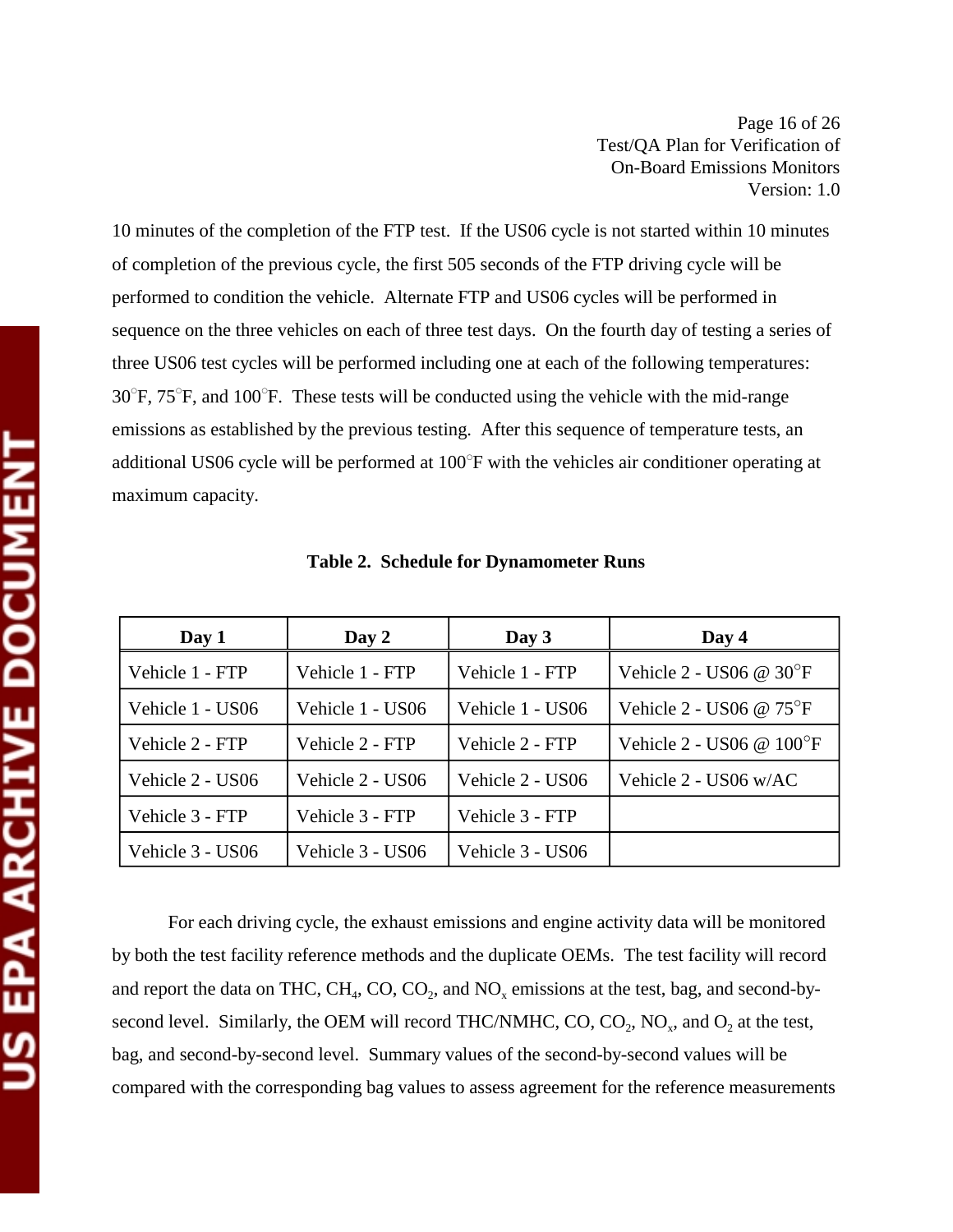10 minutes of the completion of the FTP test. If the US06 cycle is not started within 10 minutes of completion of the previous cycle, the first 505 seconds of the FTP driving cycle will be performed to condition the vehicle. Alternate FTP and US06 cycles will be performed in sequence on the three vehicles on each of three test days. On the fourth day of testing a series of three US06 test cycles will be performed including one at each of the following temperatures: 30°F, 75°F, and 100°F. These tests will be conducted using the vehicle with the mid-range emissions as established by the previous testing. After this sequence of temperature tests, an additional US06 cycle will be performed at 100°F with the vehicles air conditioner operating at maximum capacity.

**Table 2. Schedule for Dynamometer Runs**

| Day 1 | Day 2 | Day 3 | Day 4 |
|---|---|---|---|
| Vehicle 1 - FTP | Vehicle 1 - FTP | Vehicle 1 - FTP | Vehicle 2 - US06 @ 30°F |
| Vehicle 1 - US06 | Vehicle 1 - US06 | Vehicle 1 - US06 | Vehicle 2 - US06 @ 75°F |
| Vehicle 2 - FTP | Vehicle 2 - FTP | Vehicle 2 - FTP | Vehicle 2 - US06 @ 100°F |
| Vehicle 2 - US06 | Vehicle 2 - US06 | Vehicle 2 - US06 | Vehicle 2 - US06 w/AC |
| Vehicle 3 - FTP | Vehicle 3 - FTP | Vehicle 3 - FTP | |
| Vehicle 3 - US06 | Vehicle 3 - US06 | Vehicle 3 - US06 | |

For each driving cycle, the exhaust emissions and engine activity data will be monitored by both the test facility reference methods and the duplicate OEMs. The test facility will record and report the data on THC, $CH_4$, CO, $CO_2$, and $NO_x$ emissions at the test, bag, and second-by-second level. Similarly, the OEM will record THC/NMHC, CO, $CO_2$, $NO_x$, and $O_2$ at the test, bag, and second-by-second level. Summary values of the second-by-second values will be compared with the corresponding bag values to assess agreement for the reference measurements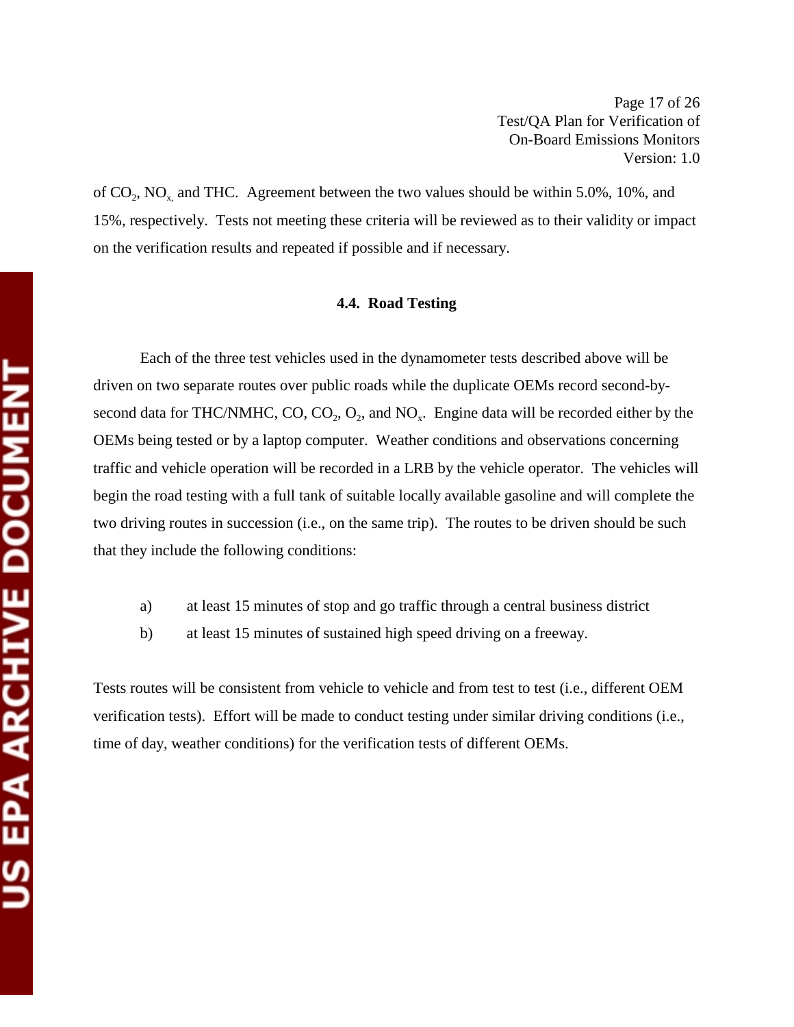of $CO_2$, $NO_x$, and THC. Agreement between the two values should be within 5.0%, 10%, and 15%, respectively. Tests not meeting these criteria will be reviewed as to their validity or impact on the verification results and repeated if possible and if necessary.

### 4.4. Road Testing

Each of the three test vehicles used in the dynamometer tests described above will be driven on two separate routes over public roads while the duplicate OEMs record second-by-second data for THC/NMHC, CO, $CO_2$, $O_2$, and $NO_x$. Engine data will be recorded either by the OEMs being tested or by a laptop computer. Weather conditions and observations concerning traffic and vehicle operation will be recorded in a LRB by the vehicle operator. The vehicles will begin the road testing with a full tank of suitable locally available gasoline and will complete the two driving routes in succession (i.e., on the same trip). The routes to be driven should be such that they include the following conditions:

a) at least 15 minutes of stop and go traffic through a central business district

b) at least 15 minutes of sustained high speed driving on a freeway.

Tests routes will be consistent from vehicle to vehicle and from test to test (i.e., different OEM verification tests). Effort will be made to conduct testing under similar driving conditions (i.e., time of day, weather conditions) for the verification tests of different OEMs.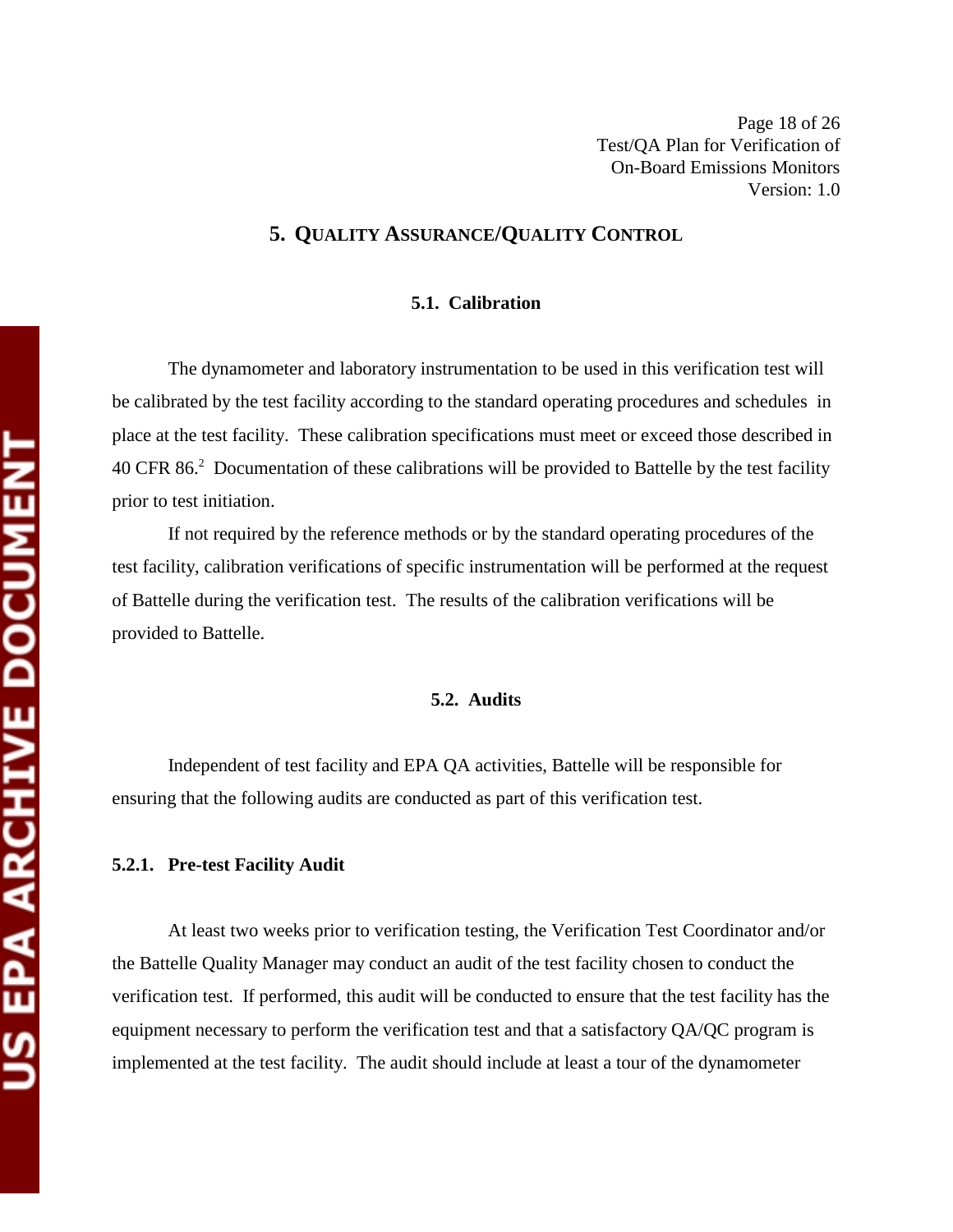## 5. QUALITY ASSURANCE/QUALITY CONTROL

### 5.1. Calibration

The dynamometer and laboratory instrumentation to be used in this verification test will be calibrated by the test facility according to the standard operating procedures and schedules in place at the test facility. These calibration specifications must meet or exceed those described in 40 CFR 86.[2] Documentation of these calibrations will be provided to Battelle by the test facility prior to test initiation.

If not required by the reference methods or by the standard operating procedures of the test facility, calibration verifications of specific instrumentation will be performed at the request of Battelle during the verification test. The results of the calibration verifications will be provided to Battelle.

### 5.2. Audits

Independent of test facility and EPA QA activities, Battelle will be responsible for ensuring that the following audits are conducted as part of this verification test.

#### 5.2.1. Pre-test Facility Audit

At least two weeks prior to verification testing, the Verification Test Coordinator and/or the Battelle Quality Manager may conduct an audit of the test facility chosen to conduct the verification test. If performed, this audit will be conducted to ensure that the test facility has the equipment necessary to perform the verification test and that a satisfactory QA/QC program is implemented at the test facility. The audit should include at least a tour of the dynamometer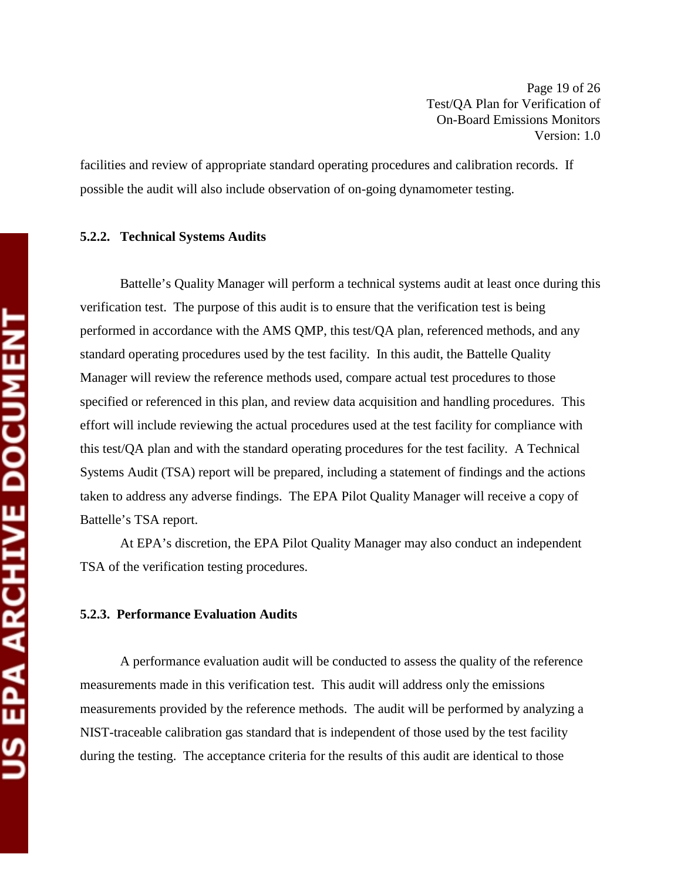facilities and review of appropriate standard operating procedures and calibration records. If possible the audit will also include observation of on-going dynamometer testing.

### 5.2.2. Technical Systems Audits

Battelle's Quality Manager will perform a technical systems audit at least once during this verification test. The purpose of this audit is to ensure that the verification test is being performed in accordance with the AMS QMP, this test/QA plan, referenced methods, and any standard operating procedures used by the test facility. In this audit, the Battelle Quality Manager will review the reference methods used, compare actual test procedures to those specified or referenced in this plan, and review data acquisition and handling procedures. This effort will include reviewing the actual procedures used at the test facility for compliance with this test/QA plan and with the standard operating procedures for the test facility. A Technical Systems Audit (TSA) report will be prepared, including a statement of findings and the actions taken to address any adverse findings. The EPA Pilot Quality Manager will receive a copy of Battelle's TSA report.

At EPA's discretion, the EPA Pilot Quality Manager may also conduct an independent TSA of the verification testing procedures.

### 5.2.3. Performance Evaluation Audits

A performance evaluation audit will be conducted to assess the quality of the reference measurements made in this verification test. This audit will address only the emissions measurements provided by the reference methods. The audit will be performed by analyzing a NIST-traceable calibration gas standard that is independent of those used by the test facility during the testing. The acceptance criteria for the results of this audit are identical to those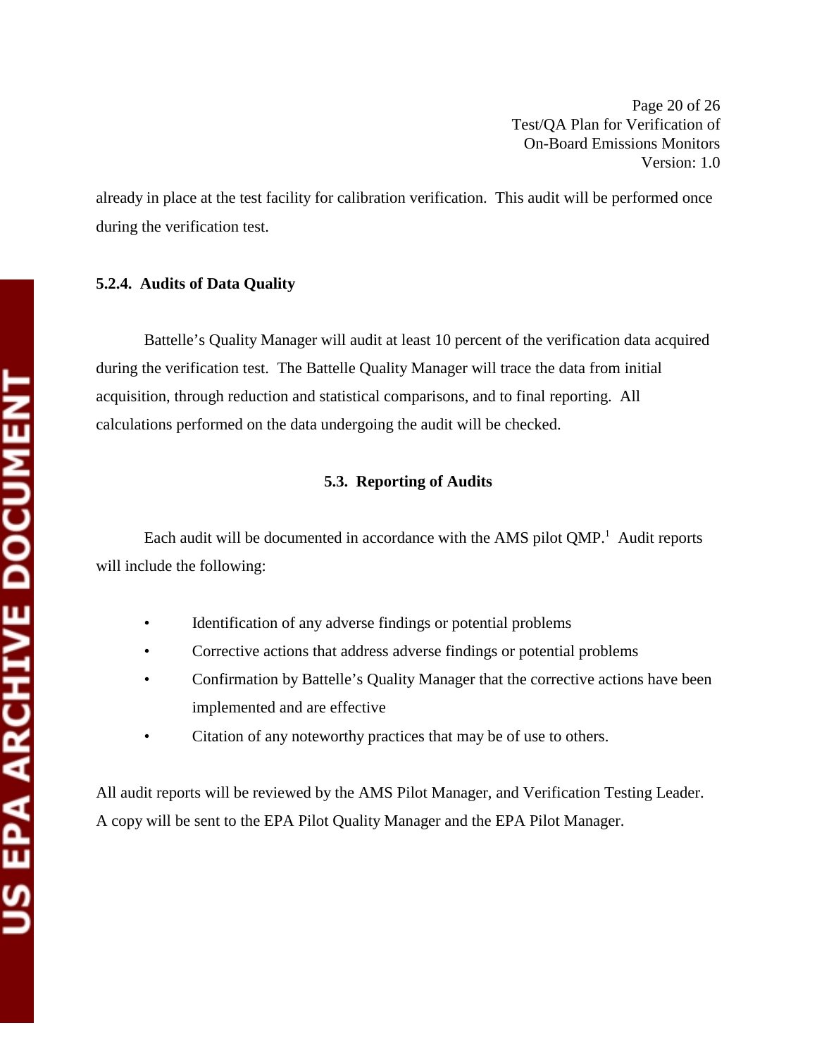already in place at the test facility for calibration verification. This audit will be performed once during the verification test.

#### 5.2.4. Audits of Data Quality

Battelle's Quality Manager will audit at least 10 percent of the verification data acquired during the verification test. The Battelle Quality Manager will trace the data from initial acquisition, through reduction and statistical comparisons, and to final reporting. All calculations performed on the data undergoing the audit will be checked.

### 5.3. Reporting of Audits

Each audit will be documented in accordance with the AMS pilot QMP.[1] Audit reports will include the following:

- Identification of any adverse findings or potential problems
- Corrective actions that address adverse findings or potential problems
- Confirmation by Battelle's Quality Manager that the corrective actions have been implemented and are effective
- Citation of any noteworthy practices that may be of use to others.

All audit reports will be reviewed by the AMS Pilot Manager, and Verification Testing Leader. A copy will be sent to the EPA Pilot Quality Manager and the EPA Pilot Manager.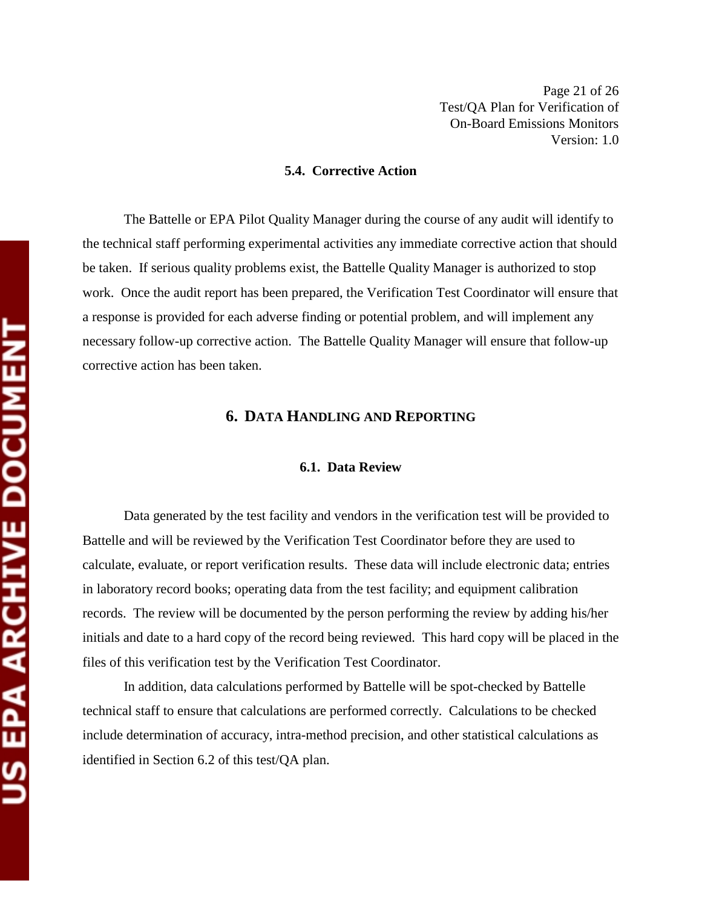### 5.4. Corrective Action

The Battelle or EPA Pilot Quality Manager during the course of any audit will identify to the technical staff performing experimental activities any immediate corrective action that should be taken. If serious quality problems exist, the Battelle Quality Manager is authorized to stop work. Once the audit report has been prepared, the Verification Test Coordinator will ensure that a response is provided for each adverse finding or potential problem, and will implement any necessary follow-up corrective action. The Battelle Quality Manager will ensure that follow-up corrective action has been taken.

## 6. Data Handling and Reporting

### 6.1. Data Review

Data generated by the test facility and vendors in the verification test will be provided to Battelle and will be reviewed by the Verification Test Coordinator before they are used to calculate, evaluate, or report verification results. These data will include electronic data; entries in laboratory record books; operating data from the test facility; and equipment calibration records. The review will be documented by the person performing the review by adding his/her initials and date to a hard copy of the record being reviewed. This hard copy will be placed in the files of this verification test by the Verification Test Coordinator.

In addition, data calculations performed by Battelle will be spot-checked by Battelle technical staff to ensure that calculations are performed correctly. Calculations to be checked include determination of accuracy, intra-method precision, and other statistical calculations as identified in Section 6.2 of this test/QA plan.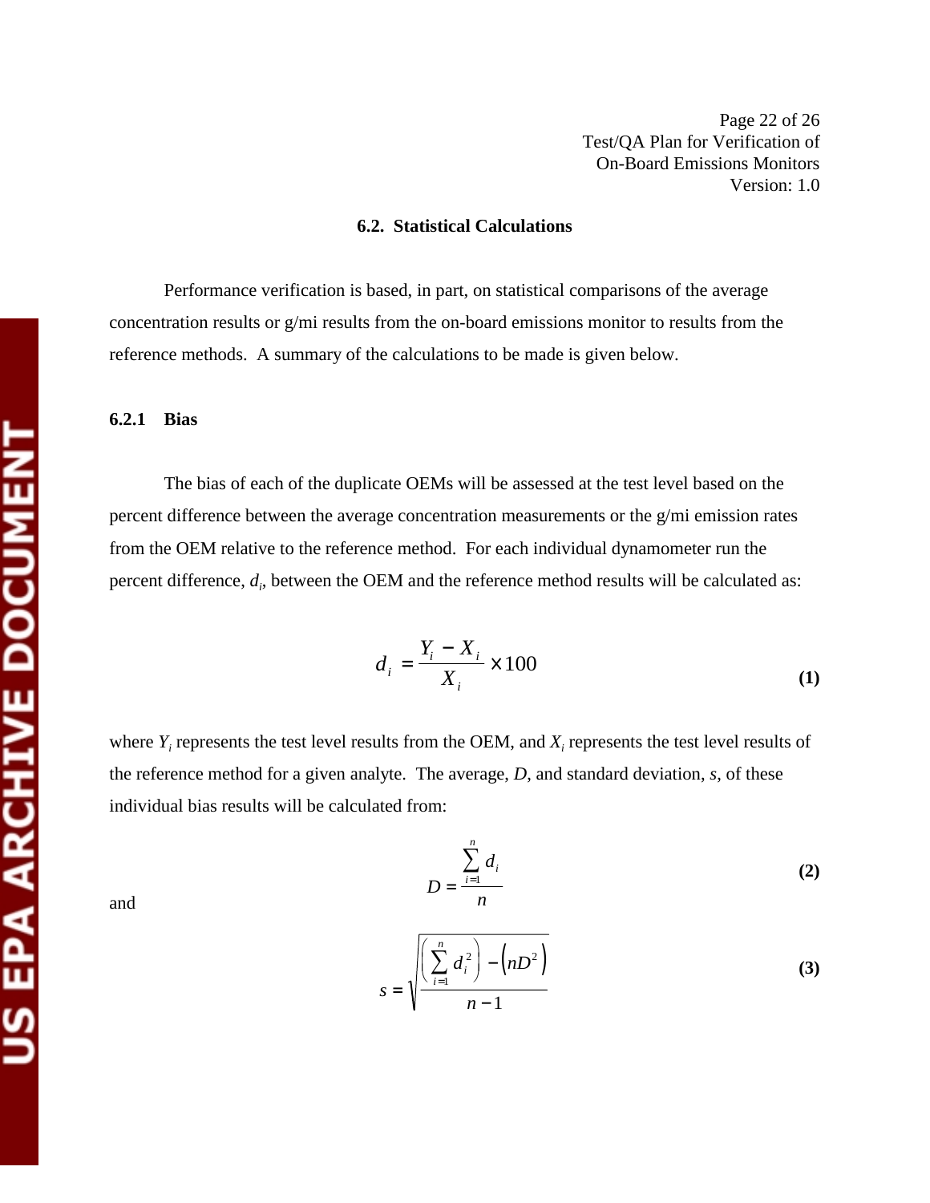### 6.2. Statistical Calculations

Performance verification is based, in part, on statistical comparisons of the average concentration results or g/mi results from the on-board emissions monitor to results from the reference methods. A summary of the calculations to be made is given below.

#### 6.2.1 Bias

The bias of each of the duplicate OEMs will be assessed at the test level based on the percent difference between the average concentration measurements or the g/mi emission rates from the OEM relative to the reference method. For each individual dynamometer run the percent difference, $d_i$, between the OEM and the reference method results will be calculated as:

$$d_i = \frac{Y_i - X_i}{X_i} \times 100 \quad \textbf{(1)}$$

where $Y_i$ represents the test level results from the OEM, and $X_i$ represents the test level results of the reference method for a given analyte. The average, $D$, and standard deviation, $s$, of these individual bias results will be calculated from:

$$D = \frac{\sum_{i=1}^{n} d_i}{n} \quad \textbf{(2)}$$

and

$$s = \sqrt{\frac{\left(\sum_{i=1}^{n} d_i^2\right) - \left(nD^2\right)}{n-1}} \quad \textbf{(3)}$$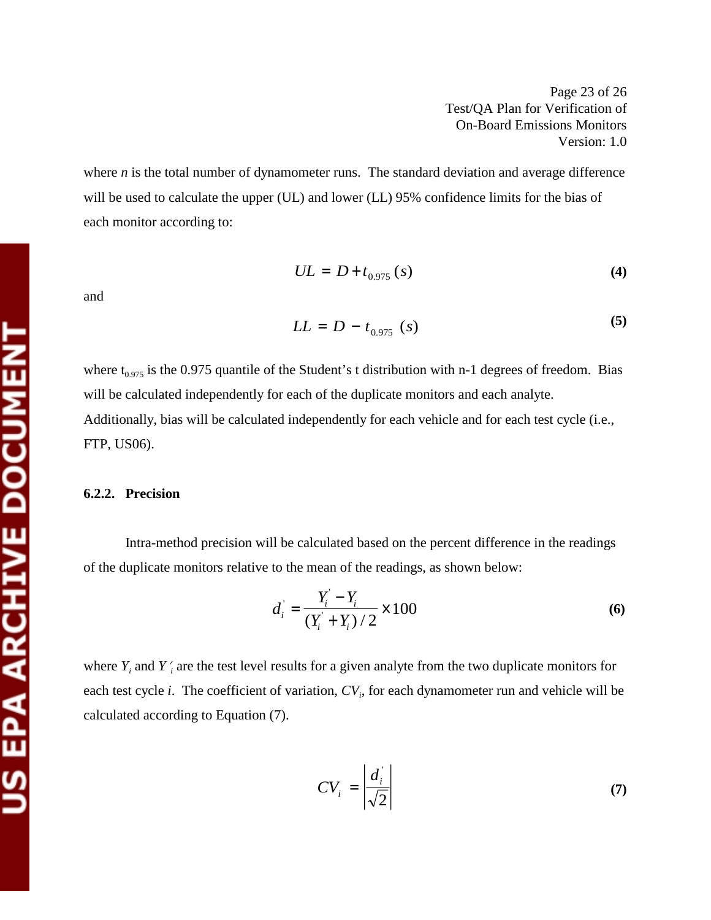where $n$ is the total number of dynamometer runs. The standard deviation and average difference will be used to calculate the upper (UL) and lower (LL) 95% confidence limits for the bias of each monitor according to:

$$UL = D + t_{0.975}\,(s) \tag{4}$$

and

$$LL = D - t_{0.975}\,(s) \tag{5}$$

where $t_{0.975}$ is the 0.975 quantile of the Student's t distribution with n-1 degrees of freedom. Bias will be calculated independently for each of the duplicate monitors and each analyte. Additionally, bias will be calculated independently for each vehicle and for each test cycle (i.e., FTP, US06).

### 6.2.2. Precision

Intra-method precision will be calculated based on the percent difference in the readings of the duplicate monitors relative to the mean of the readings, as shown below:

$$d_i^{'} = \frac{Y_i^{'} - Y_i}{(Y_i^{'} + Y_i)/2} \times 100 \tag{6}$$

where $Y_i$ and $Y_i'$ are the test level results for a given analyte from the two duplicate monitors for each test cycle $i$. The coefficient of variation, $CV_i$, for each dynamometer run and vehicle will be calculated according to Equation (7).

$$CV_i = \left| \frac{d_i^{'}}{\sqrt{2}} \right| \tag{7}$$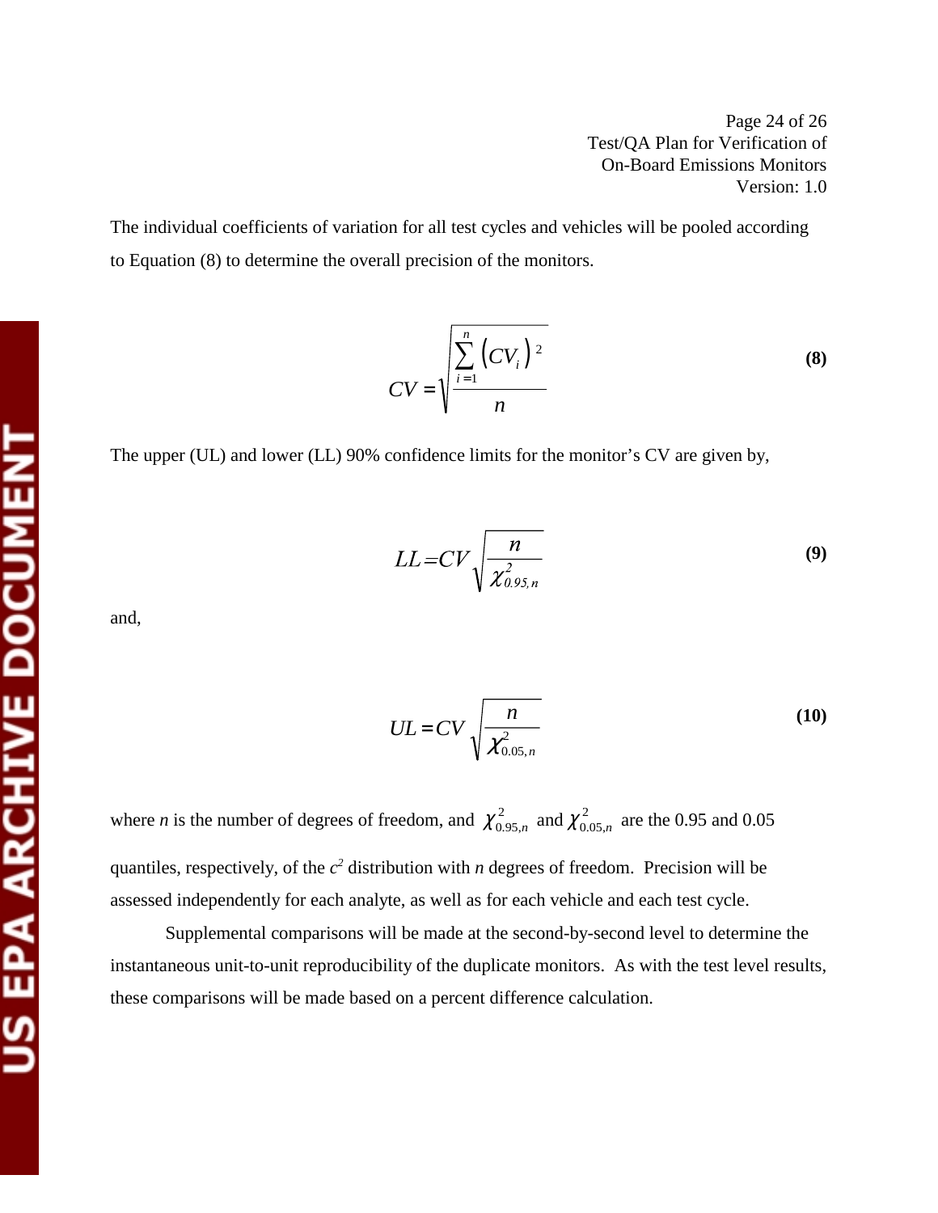The individual coefficients of variation for all test cycles and vehicles will be pooled according to Equation (8) to determine the overall precision of the monitors.

$$CV = \sqrt{\frac{\sum_{i=1}^{n} (CV_i)^2}{n}} \tag{8}$$

The upper (UL) and lower (LL) 90% confidence limits for the monitor's CV are given by,

$$LL = CV \sqrt{\frac{n}{\chi^2_{0.95,n}}} \tag{9}$$

and,

$$UL = CV \sqrt{\frac{n}{\chi^2_{0.05,n}}} \tag{10}$$

where $n$ is the number of degrees of freedom, and $\chi^2_{0.95,n}$ and $\chi^2_{0.05,n}$ are the 0.95 and 0.05 quantiles, respectively, of the $c^2$ distribution with $n$ degrees of freedom. Precision will be assessed independently for each analyte, as well as for each vehicle and each test cycle.

Supplemental comparisons will be made at the second-by-second level to determine the instantaneous unit-to-unit reproducibility of the duplicate monitors. As with the test level results, these comparisons will be made based on a percent difference calculation.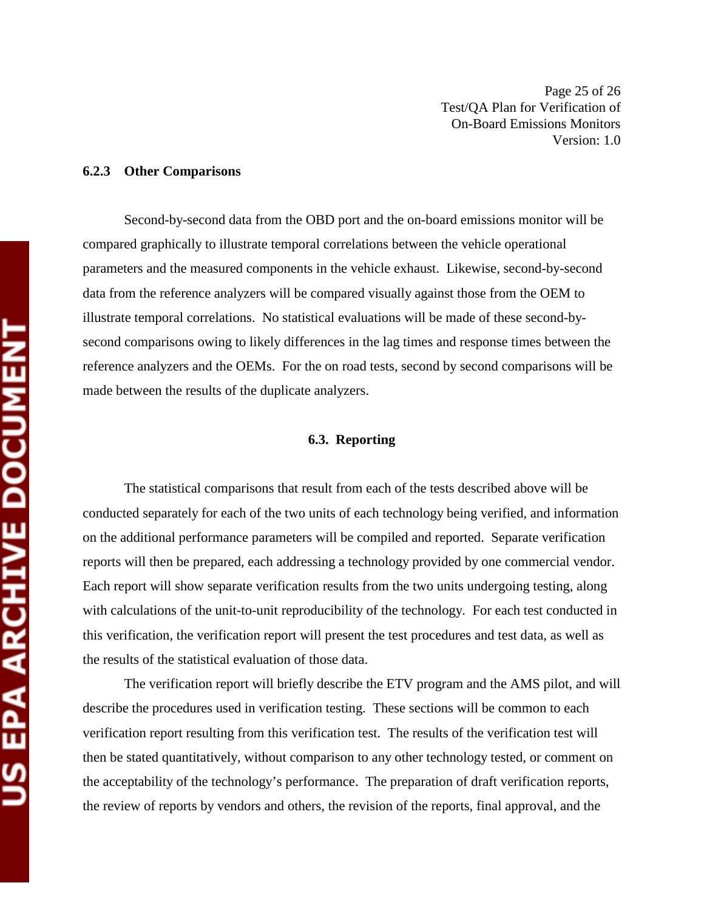### 6.2.3 Other Comparisons

Second-by-second data from the OBD port and the on-board emissions monitor will be compared graphically to illustrate temporal correlations between the vehicle operational parameters and the measured components in the vehicle exhaust. Likewise, second-by-second data from the reference analyzers will be compared visually against those from the OEM to illustrate temporal correlations. No statistical evaluations will be made of these second-by-second comparisons owing to likely differences in the lag times and response times between the reference analyzers and the OEMs. For the on road tests, second by second comparisons will be made between the results of the duplicate analyzers.

## 6.3. Reporting

The statistical comparisons that result from each of the tests described above will be conducted separately for each of the two units of each technology being verified, and information on the additional performance parameters will be compiled and reported. Separate verification reports will then be prepared, each addressing a technology provided by one commercial vendor. Each report will show separate verification results from the two units undergoing testing, along with calculations of the unit-to-unit reproducibility of the technology. For each test conducted in this verification, the verification report will present the test procedures and test data, as well as the results of the statistical evaluation of those data.

The verification report will briefly describe the ETV program and the AMS pilot, and will describe the procedures used in verification testing. These sections will be common to each verification report resulting from this verification test. The results of the verification test will then be stated quantitatively, without comparison to any other technology tested, or comment on the acceptability of the technology's performance. The preparation of draft verification reports, the review of reports by vendors and others, the revision of the reports, final approval, and the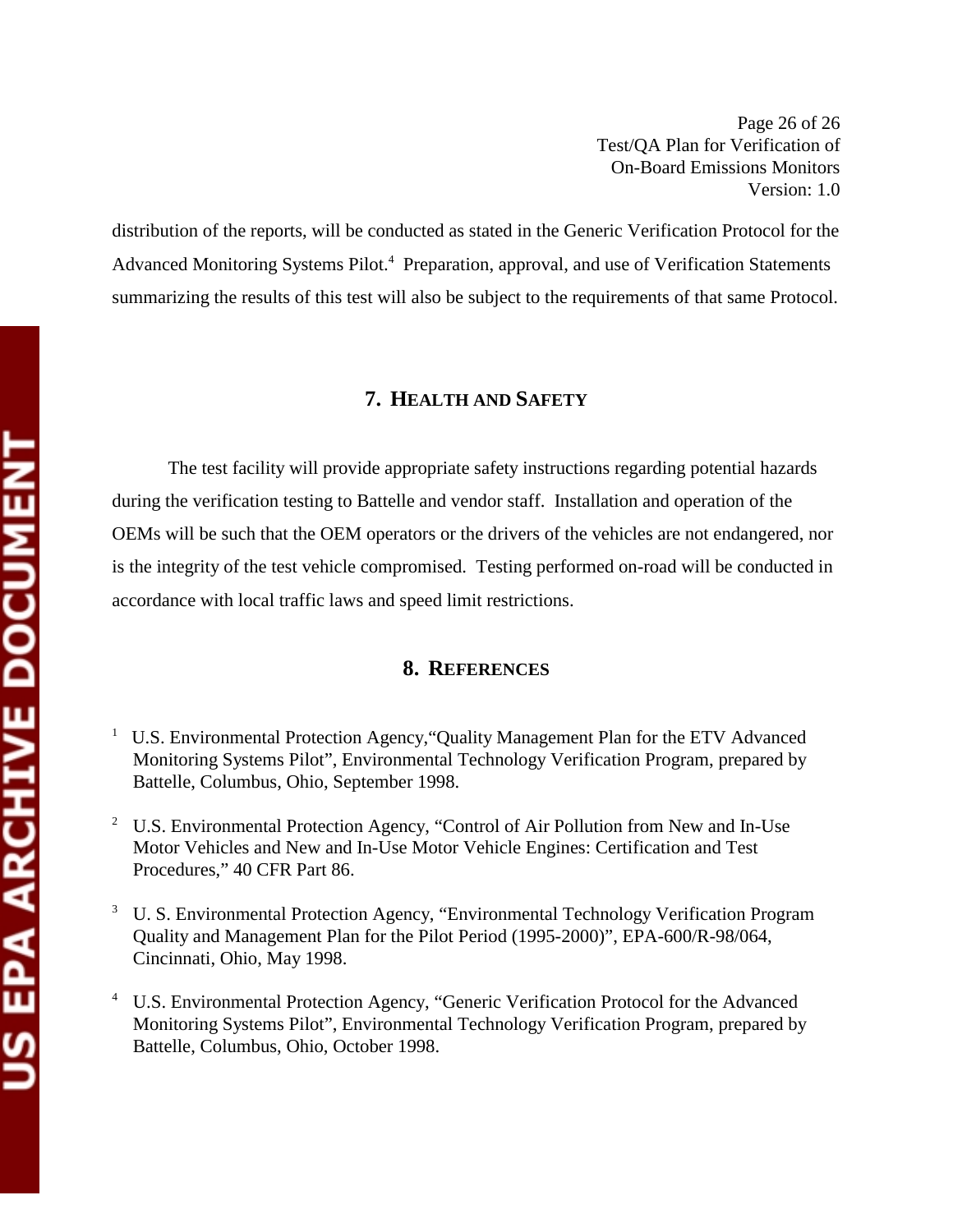distribution of the reports, will be conducted as stated in the Generic Verification Protocol for the Advanced Monitoring Systems Pilot.[4] Preparation, approval, and use of Verification Statements summarizing the results of this test will also be subject to the requirements of that same Protocol.

## 7. Health and Safety

The test facility will provide appropriate safety instructions regarding potential hazards during the verification testing to Battelle and vendor staff. Installation and operation of the OEMs will be such that the OEM operators or the drivers of the vehicles are not endangered, nor is the integrity of the test vehicle compromised. Testing performed on-road will be conducted in accordance with local traffic laws and speed limit restrictions.

## 8. References

[1] U.S. Environmental Protection Agency,"Quality Management Plan for the ETV Advanced Monitoring Systems Pilot", Environmental Technology Verification Program, prepared by Battelle, Columbus, Ohio, September 1998.

[2] U.S. Environmental Protection Agency, "Control of Air Pollution from New and In-Use Motor Vehicles and New and In-Use Motor Vehicle Engines: Certification and Test Procedures," 40 CFR Part 86.

[3] U. S. Environmental Protection Agency, "Environmental Technology Verification Program Quality and Management Plan for the Pilot Period (1995-2000)", EPA-600/R-98/064, Cincinnati, Ohio, May 1998.

[4] U.S. Environmental Protection Agency, "Generic Verification Protocol for the Advanced Monitoring Systems Pilot", Environmental Technology Verification Program, prepared by Battelle, Columbus, Ohio, October 1998.